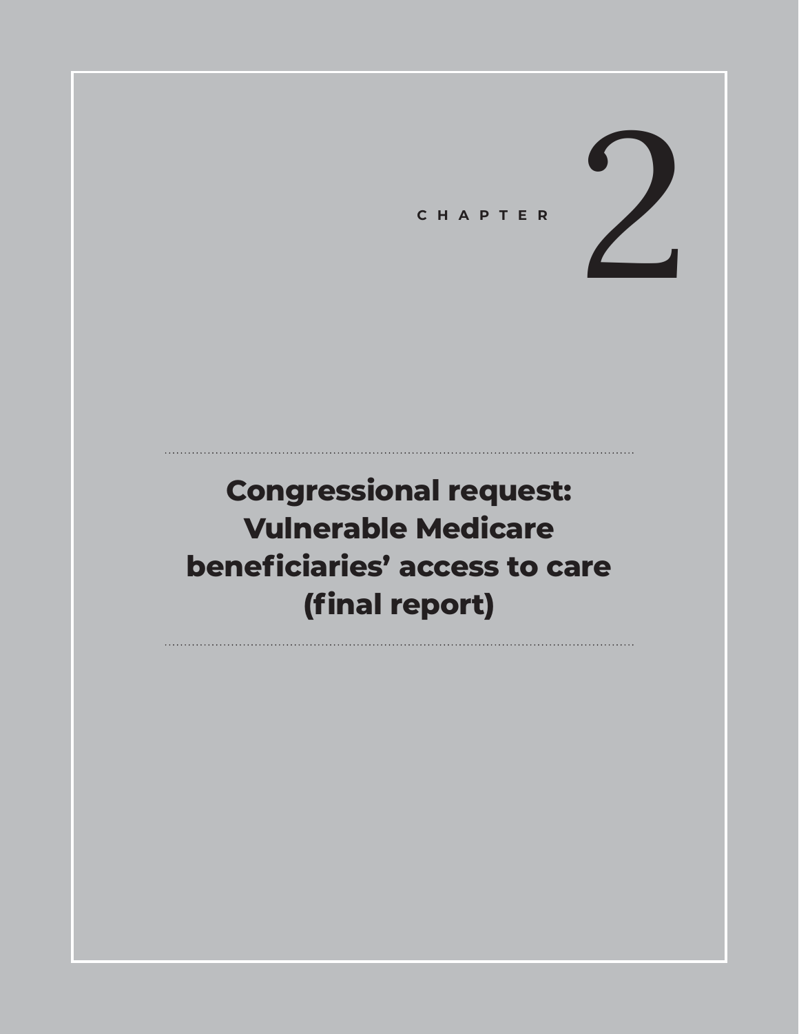CHAPTER 2

# Congressional request: Vulnerable Medicare beneficiaries' access to care (final report)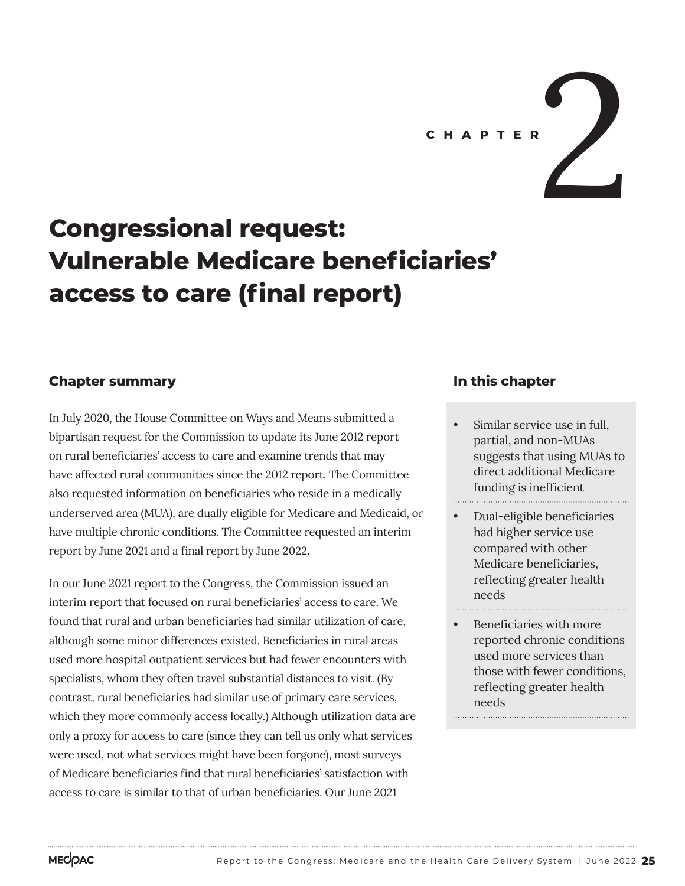# CHAPTER 2

# Congressional request: Vulnerable Medicare beneficiaries' access to care (final report)

## Chapter summary

In July 2020, the House Committee on Ways and Means submitted a bipartisan request for the Commission to update its June 2012 report on rural beneficiaries' access to care and examine trends that may have affected rural communities since the 2012 report. The Committee also requested information on beneficiaries who reside in a medically underserved area (MUA), are dually eligible for Medicare and Medicaid, or have multiple chronic conditions. The Committee requested an interim report by June 2021 and a final report by June 2022.

In our June 2021 report to the Congress, the Commission issued an interim report that focused on rural beneficiaries' access to care. We found that rural and urban beneficiaries had similar utilization of care, although some minor differences existed. Beneficiaries in rural areas used more hospital outpatient services but had fewer encounters with specialists, whom they often travel substantial distances to visit. (By contrast, rural beneficiaries had similar use of primary care services, which they more commonly access locally.) Although utilization data are only a proxy for access to care (since they can tell us only what services were used, not what services might have been forgone), most surveys of Medicare beneficiaries find that rural beneficiaries' satisfaction with access to care is similar to that of urban beneficiaries. Our June 2021

## In this chapter

- Similar service use in full, partial, and non-MUAs suggests that using MUAs to direct additional Medicare funding is inefficient
- Dual-eligible beneficiaries had higher service use compared with other Medicare beneficiaries, reflecting greater health needs
- Beneficiaries with more reported chronic conditions used more services than those with fewer conditions, reflecting greater health needs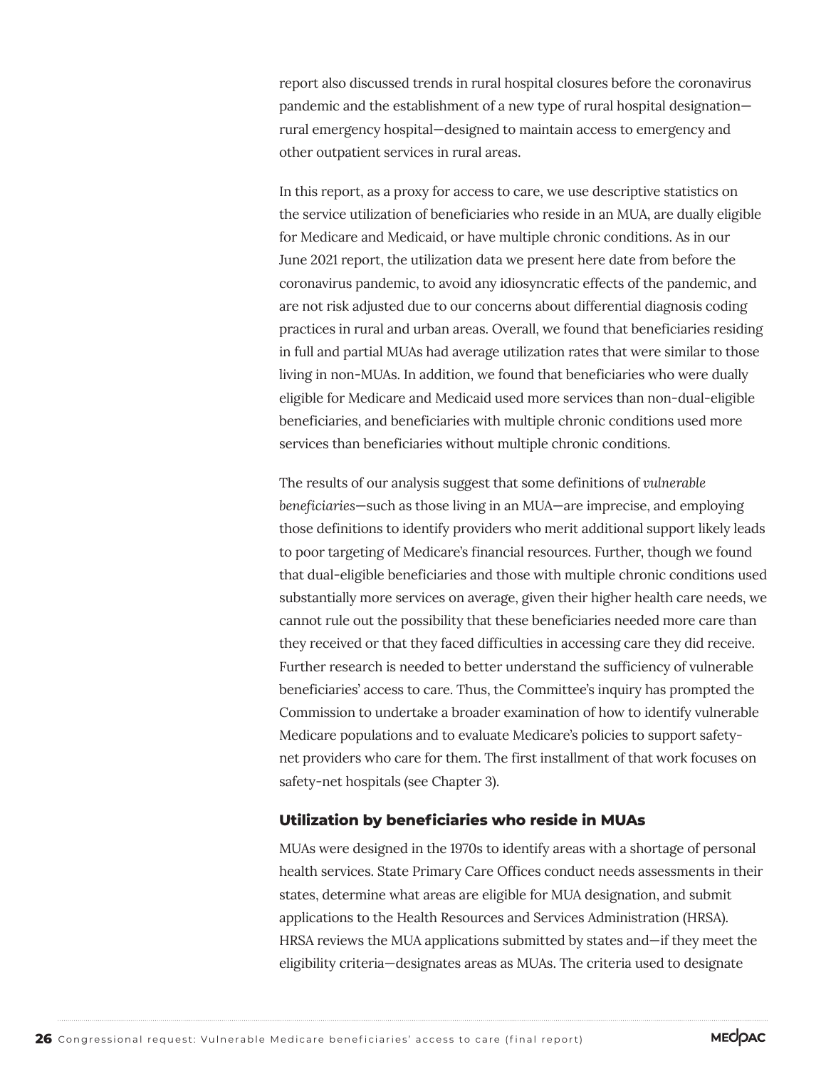report also discussed trends in rural hospital closures before the coronavirus pandemic and the establishment of a new type of rural hospital designation—rural emergency hospital—designed to maintain access to emergency and other outpatient services in rural areas.

In this report, as a proxy for access to care, we use descriptive statistics on the service utilization of beneficiaries who reside in an MUA, are dually eligible for Medicare and Medicaid, or have multiple chronic conditions. As in our June 2021 report, the utilization data we present here date from before the coronavirus pandemic, to avoid any idiosyncratic effects of the pandemic, and are not risk adjusted due to our concerns about differential diagnosis coding practices in rural and urban areas. Overall, we found that beneficiaries residing in full and partial MUAs had average utilization rates that were similar to those living in non-MUAs. In addition, we found that beneficiaries who were dually eligible for Medicare and Medicaid used more services than non-dual-eligible beneficiaries, and beneficiaries with multiple chronic conditions used more services than beneficiaries without multiple chronic conditions.

The results of our analysis suggest that some definitions of *vulnerable beneficiaries*—such as those living in an MUA—are imprecise, and employing those definitions to identify providers who merit additional support likely leads to poor targeting of Medicare's financial resources. Further, though we found that dual-eligible beneficiaries and those with multiple chronic conditions used substantially more services on average, given their higher health care needs, we cannot rule out the possibility that these beneficiaries needed more care than they received or that they faced difficulties in accessing care they did receive. Further research is needed to better understand the sufficiency of vulnerable beneficiaries' access to care. Thus, the Committee's inquiry has prompted the Commission to undertake a broader examination of how to identify vulnerable Medicare populations and to evaluate Medicare's policies to support safety-net providers who care for them. The first installment of that work focuses on safety-net hospitals (see Chapter 3).

### Utilization by beneficiaries who reside in MUAs

MUAs were designed in the 1970s to identify areas with a shortage of personal health services. State Primary Care Offices conduct needs assessments in their states, determine what areas are eligible for MUA designation, and submit applications to the Health Resources and Services Administration (HRSA). HRSA reviews the MUA applications submitted by states and—if they meet the eligibility criteria—designates areas as MUAs. The criteria used to designate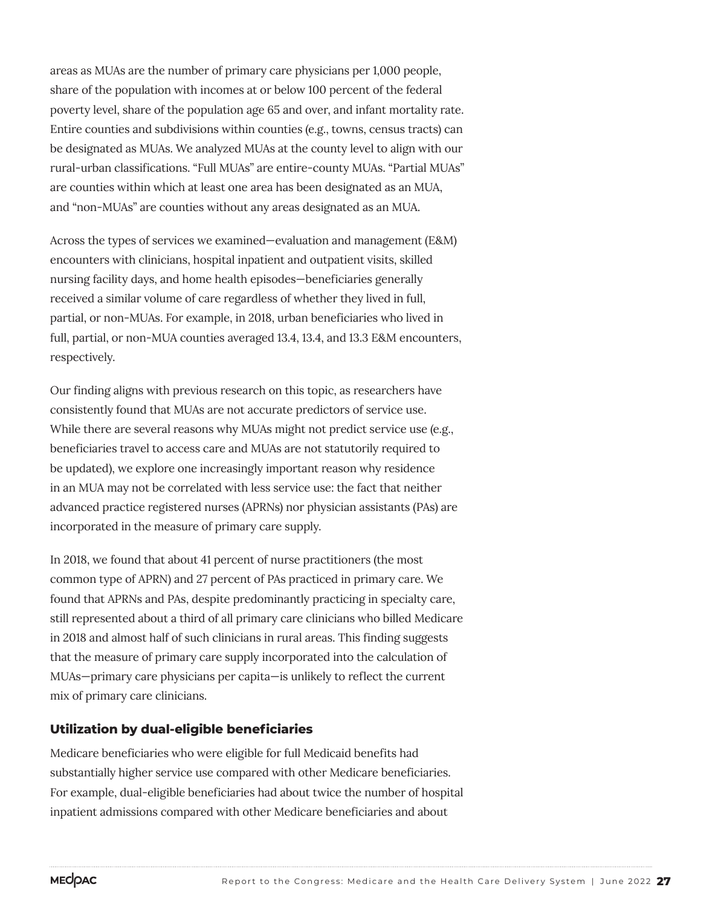areas as MUAs are the number of primary care physicians per 1,000 people, share of the population with incomes at or below 100 percent of the federal poverty level, share of the population age 65 and over, and infant mortality rate. Entire counties and subdivisions within counties (e.g., towns, census tracts) can be designated as MUAs. We analyzed MUAs at the county level to align with our rural-urban classifications. "Full MUAs" are entire-county MUAs. "Partial MUAs" are counties within which at least one area has been designated as an MUA, and "non-MUAs" are counties without any areas designated as an MUA.

Across the types of services we examined—evaluation and management (E&M) encounters with clinicians, hospital inpatient and outpatient visits, skilled nursing facility days, and home health episodes—beneficiaries generally received a similar volume of care regardless of whether they lived in full, partial, or non-MUAs. For example, in 2018, urban beneficiaries who lived in full, partial, or non-MUA counties averaged 13.4, 13.4, and 13.3 E&M encounters, respectively.

Our finding aligns with previous research on this topic, as researchers have consistently found that MUAs are not accurate predictors of service use. While there are several reasons why MUAs might not predict service use (e.g., beneficiaries travel to access care and MUAs are not statutorily required to be updated), we explore one increasingly important reason why residence in an MUA may not be correlated with less service use: the fact that neither advanced practice registered nurses (APRNs) nor physician assistants (PAs) are incorporated in the measure of primary care supply.

In 2018, we found that about 41 percent of nurse practitioners (the most common type of APRN) and 27 percent of PAs practiced in primary care. We found that APRNs and PAs, despite predominantly practicing in specialty care, still represented about a third of all primary care clinicians who billed Medicare in 2018 and almost half of such clinicians in rural areas. This finding suggests that the measure of primary care supply incorporated into the calculation of MUAs—primary care physicians per capita—is unlikely to reflect the current mix of primary care clinicians.

### Utilization by dual-eligible beneficiaries

Medicare beneficiaries who were eligible for full Medicaid benefits had substantially higher service use compared with other Medicare beneficiaries. For example, dual-eligible beneficiaries had about twice the number of hospital inpatient admissions compared with other Medicare beneficiaries and about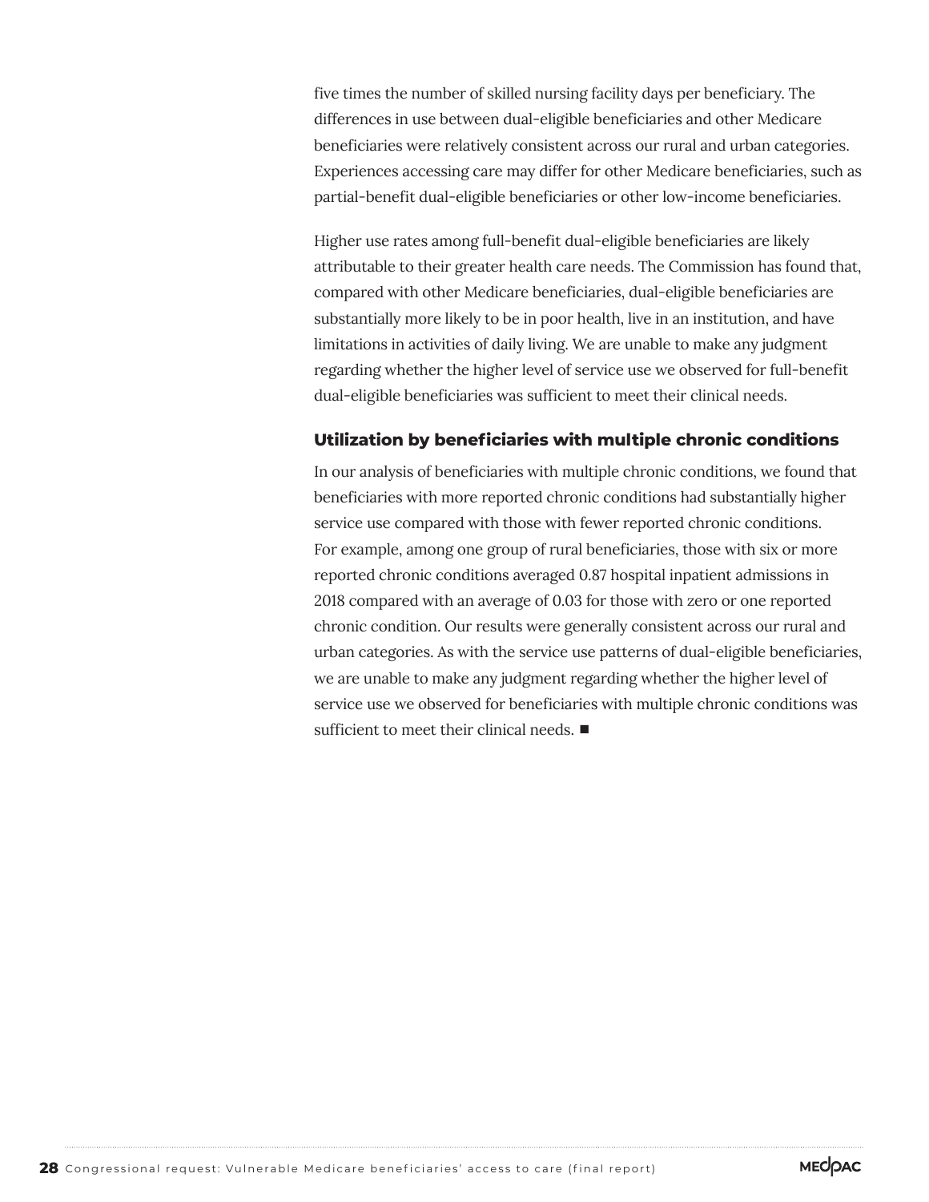five times the number of skilled nursing facility days per beneficiary. The differences in use between dual-eligible beneficiaries and other Medicare beneficiaries were relatively consistent across our rural and urban categories. Experiences accessing care may differ for other Medicare beneficiaries, such as partial-benefit dual-eligible beneficiaries or other low-income beneficiaries.

Higher use rates among full-benefit dual-eligible beneficiaries are likely attributable to their greater health care needs. The Commission has found that, compared with other Medicare beneficiaries, dual-eligible beneficiaries are substantially more likely to be in poor health, live in an institution, and have limitations in activities of daily living. We are unable to make any judgment regarding whether the higher level of service use we observed for full-benefit dual-eligible beneficiaries was sufficient to meet their clinical needs.

### Utilization by beneficiaries with multiple chronic conditions

In our analysis of beneficiaries with multiple chronic conditions, we found that beneficiaries with more reported chronic conditions had substantially higher service use compared with those with fewer reported chronic conditions. For example, among one group of rural beneficiaries, those with six or more reported chronic conditions averaged 0.87 hospital inpatient admissions in 2018 compared with an average of 0.03 for those with zero or one reported chronic condition. Our results were generally consistent across our rural and urban categories. As with the service use patterns of dual-eligible beneficiaries, we are unable to make any judgment regarding whether the higher level of service use we observed for beneficiaries with multiple chronic conditions was sufficient to meet their clinical needs. ■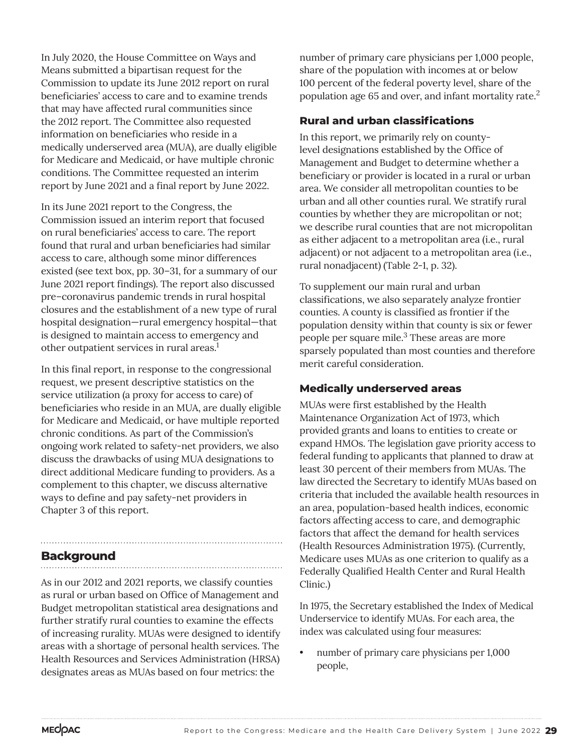In July 2020, the House Committee on Ways and Means submitted a bipartisan request for the Commission to update its June 2012 report on rural beneficiaries' access to care and to examine trends that may have affected rural communities since the 2012 report. The Committee also requested information on beneficiaries who reside in a medically underserved area (MUA), are dually eligible for Medicare and Medicaid, or have multiple chronic conditions. The Committee requested an interim report by June 2021 and a final report by June 2022.

In its June 2021 report to the Congress, the Commission issued an interim report that focused on rural beneficiaries' access to care. The report found that rural and urban beneficiaries had similar access to care, although some minor differences existed (see text box, pp. 30–31, for a summary of our June 2021 report findings). The report also discussed pre–coronavirus pandemic trends in rural hospital closures and the establishment of a new type of rural hospital designation—rural emergency hospital—that is designed to maintain access to emergency and other outpatient services in rural areas.[1]

In this final report, in response to the congressional request, we present descriptive statistics on the service utilization (a proxy for access to care) of beneficiaries who reside in an MUA, are dually eligible for Medicare and Medicaid, or have multiple reported chronic conditions. As part of the Commission's ongoing work related to safety-net providers, we also discuss the drawbacks of using MUA designations to direct additional Medicare funding to providers. As a complement to this chapter, we discuss alternative ways to define and pay safety-net providers in Chapter 3 of this report.

## Background

As in our 2012 and 2021 reports, we classify counties as rural or urban based on Office of Management and Budget metropolitan statistical area designations and further stratify rural counties to examine the effects of increasing rurality. MUAs were designed to identify areas with a shortage of personal health services. The Health Resources and Services Administration (HRSA) designates areas as MUAs based on four metrics: the number of primary care physicians per 1,000 people, share of the population with incomes at or below 100 percent of the federal poverty level, share of the population age 65 and over, and infant mortality rate.[2]

### Rural and urban classifications

In this report, we primarily rely on county-level designations established by the Office of Management and Budget to determine whether a beneficiary or provider is located in a rural or urban area. We consider all metropolitan counties to be urban and all other counties rural. We stratify rural counties by whether they are micropolitan or not; we describe rural counties that are not micropolitan as either adjacent to a metropolitan area (i.e., rural adjacent) or not adjacent to a metropolitan area (i.e., rural nonadjacent) (Table 2-1, p. 32).

To supplement our main rural and urban classifications, we also separately analyze frontier counties. A county is classified as frontier if the population density within that county is six or fewer people per square mile.[3] These areas are more sparsely populated than most counties and therefore merit careful consideration.

### Medically underserved areas

MUAs were first established by the Health Maintenance Organization Act of 1973, which provided grants and loans to entities to create or expand HMOs. The legislation gave priority access to federal funding to applicants that planned to draw at least 30 percent of their members from MUAs. The law directed the Secretary to identify MUAs based on criteria that included the available health resources in an area, population-based health indices, economic factors affecting access to care, and demographic factors that affect the demand for health services (Health Resources Administration 1975). (Currently, Medicare uses MUAs as one criterion to qualify as a Federally Qualified Health Center and Rural Health Clinic.)

In 1975, the Secretary established the Index of Medical Underservice to identify MUAs. For each area, the index was calculated using four measures:

- number of primary care physicians per 1,000 people,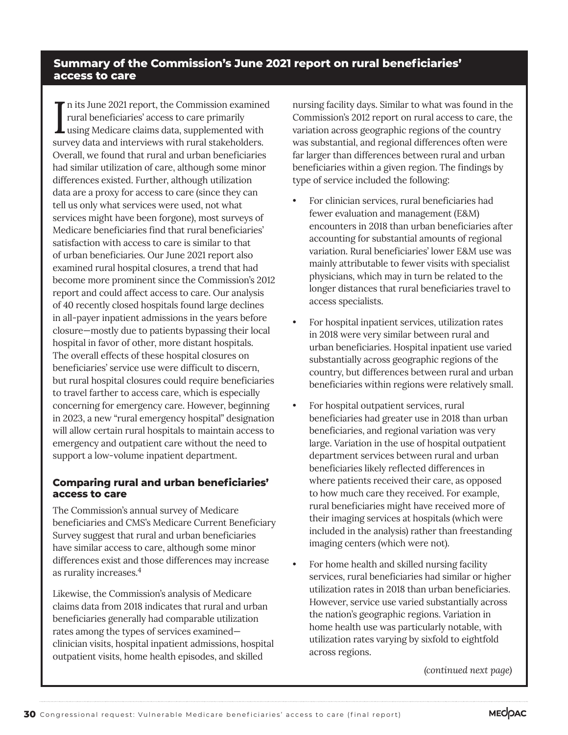## Summary of the Commission's June 2021 report on rural beneficiaries' access to care

In its June 2021 report, the Commission examined rural beneficiaries' access to care primarily using Medicare claims data, supplemented with survey data and interviews with rural stakeholders. Overall, we found that rural and urban beneficiaries had similar utilization of care, although some minor differences existed. Further, although utilization data are a proxy for access to care (since they can tell us only what services were used, not what services might have been forgone), most surveys of Medicare beneficiaries find that rural beneficiaries' satisfaction with access to care is similar to that of urban beneficiaries. Our June 2021 report also examined rural hospital closures, a trend that had become more prominent since the Commission's 2012 report and could affect access to care. Our analysis of 40 recently closed hospitals found large declines in all-payer inpatient admissions in the years before closure—mostly due to patients bypassing their local hospital in favor of other, more distant hospitals. The overall effects of these hospital closures on beneficiaries' service use were difficult to discern, but rural hospital closures could require beneficiaries to travel farther to access care, which is especially concerning for emergency care. However, beginning in 2023, a new "rural emergency hospital" designation will allow certain rural hospitals to maintain access to emergency and outpatient care without the need to support a low-volume inpatient department.

### Comparing rural and urban beneficiaries' access to care

The Commission's annual survey of Medicare beneficiaries and CMS's Medicare Current Beneficiary Survey suggest that rural and urban beneficiaries have similar access to care, although some minor differences exist and those differences may increase as rurality increases.[4]

Likewise, the Commission's analysis of Medicare claims data from 2018 indicates that rural and urban beneficiaries generally had comparable utilization rates among the types of services examined—clinician visits, hospital inpatient admissions, hospital outpatient visits, home health episodes, and skilled nursing facility days. Similar to what was found in the Commission's 2012 report on rural access to care, the variation across geographic regions of the country was substantial, and regional differences often were far larger than differences between rural and urban beneficiaries within a given region. The findings by type of service included the following:

- For clinician services, rural beneficiaries had fewer evaluation and management (E&M) encounters in 2018 than urban beneficiaries after accounting for substantial amounts of regional variation. Rural beneficiaries' lower E&M use was mainly attributable to fewer visits with specialist physicians, which may in turn be related to the longer distances that rural beneficiaries travel to access specialists.
- For hospital inpatient services, utilization rates in 2018 were very similar between rural and urban beneficiaries. Hospital inpatient use varied substantially across geographic regions of the country, but differences between rural and urban beneficiaries within regions were relatively small.
- For hospital outpatient services, rural beneficiaries had greater use in 2018 than urban beneficiaries, and regional variation was very large. Variation in the use of hospital outpatient department services between rural and urban beneficiaries likely reflected differences in where patients received their care, as opposed to how much care they received. For example, rural beneficiaries might have received more of their imaging services at hospitals (which were included in the analysis) rather than freestanding imaging centers (which were not).
- For home health and skilled nursing facility services, rural beneficiaries had similar or higher utilization rates in 2018 than urban beneficiaries. However, service use varied substantially across the nation's geographic regions. Variation in home health use was particularly notable, with utilization rates varying by sixfold to eightfold across regions.

*(continued next page)*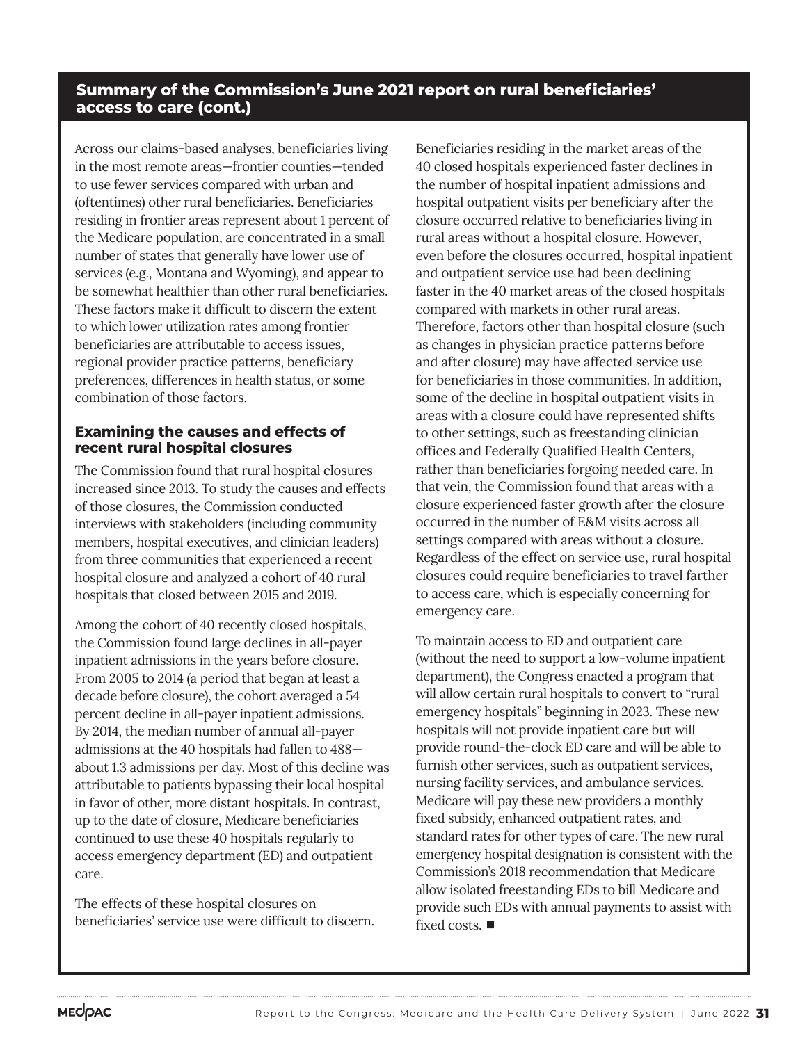## Summary of the Commission's June 2021 report on rural beneficiaries' access to care (cont.)

Across our claims-based analyses, beneficiaries living in the most remote areas—frontier counties—tended to use fewer services compared with urban and (oftentimes) other rural beneficiaries. Beneficiaries residing in frontier areas represent about 1 percent of the Medicare population, are concentrated in a small number of states that generally have lower use of services (e.g., Montana and Wyoming), and appear to be somewhat healthier than other rural beneficiaries. These factors make it difficult to discern the extent to which lower utilization rates among frontier beneficiaries are attributable to access issues, regional provider practice patterns, beneficiary preferences, differences in health status, or some combination of those factors.

### Examining the causes and effects of recent rural hospital closures

The Commission found that rural hospital closures increased since 2013. To study the causes and effects of those closures, the Commission conducted interviews with stakeholders (including community members, hospital executives, and clinician leaders) from three communities that experienced a recent hospital closure and analyzed a cohort of 40 rural hospitals that closed between 2015 and 2019.

Among the cohort of 40 recently closed hospitals, the Commission found large declines in all-payer inpatient admissions in the years before closure. From 2005 to 2014 (a period that began at least a decade before closure), the cohort averaged a 54 percent decline in all-payer inpatient admissions. By 2014, the median number of annual all-payer admissions at the 40 hospitals had fallen to 488—about 1.3 admissions per day. Most of this decline was attributable to patients bypassing their local hospital in favor of other, more distant hospitals. In contrast, up to the date of closure, Medicare beneficiaries continued to use these 40 hospitals regularly to access emergency department (ED) and outpatient care.

The effects of these hospital closures on beneficiaries' service use were difficult to discern. Beneficiaries residing in the market areas of the 40 closed hospitals experienced faster declines in the number of hospital inpatient admissions and hospital outpatient visits per beneficiary after the closure occurred relative to beneficiaries living in rural areas without a hospital closure. However, even before the closures occurred, hospital inpatient and outpatient service use had been declining faster in the 40 market areas of the closed hospitals compared with markets in other rural areas. Therefore, factors other than hospital closure (such as changes in physician practice patterns before and after closure) may have affected service use for beneficiaries in those communities. In addition, some of the decline in hospital outpatient visits in areas with a closure could have represented shifts to other settings, such as freestanding clinician offices and Federally Qualified Health Centers, rather than beneficiaries forgoing needed care. In that vein, the Commission found that areas with a closure experienced faster growth after the closure occurred in the number of E&M visits across all settings compared with areas without a closure. Regardless of the effect on service use, rural hospital closures could require beneficiaries to travel farther to access care, which is especially concerning for emergency care.

To maintain access to ED and outpatient care (without the need to support a low-volume inpatient department), the Congress enacted a program that will allow certain rural hospitals to convert to "rural emergency hospitals" beginning in 2023. These new hospitals will not provide inpatient care but will provide round-the-clock ED care and will be able to furnish other services, such as outpatient services, nursing facility services, and ambulance services. Medicare will pay these new providers a monthly fixed subsidy, enhanced outpatient rates, and standard rates for other types of care. The new rural emergency hospital designation is consistent with the Commission's 2018 recommendation that Medicare allow isolated freestanding EDs to bill Medicare and provide such EDs with annual payments to assist with fixed costs. ■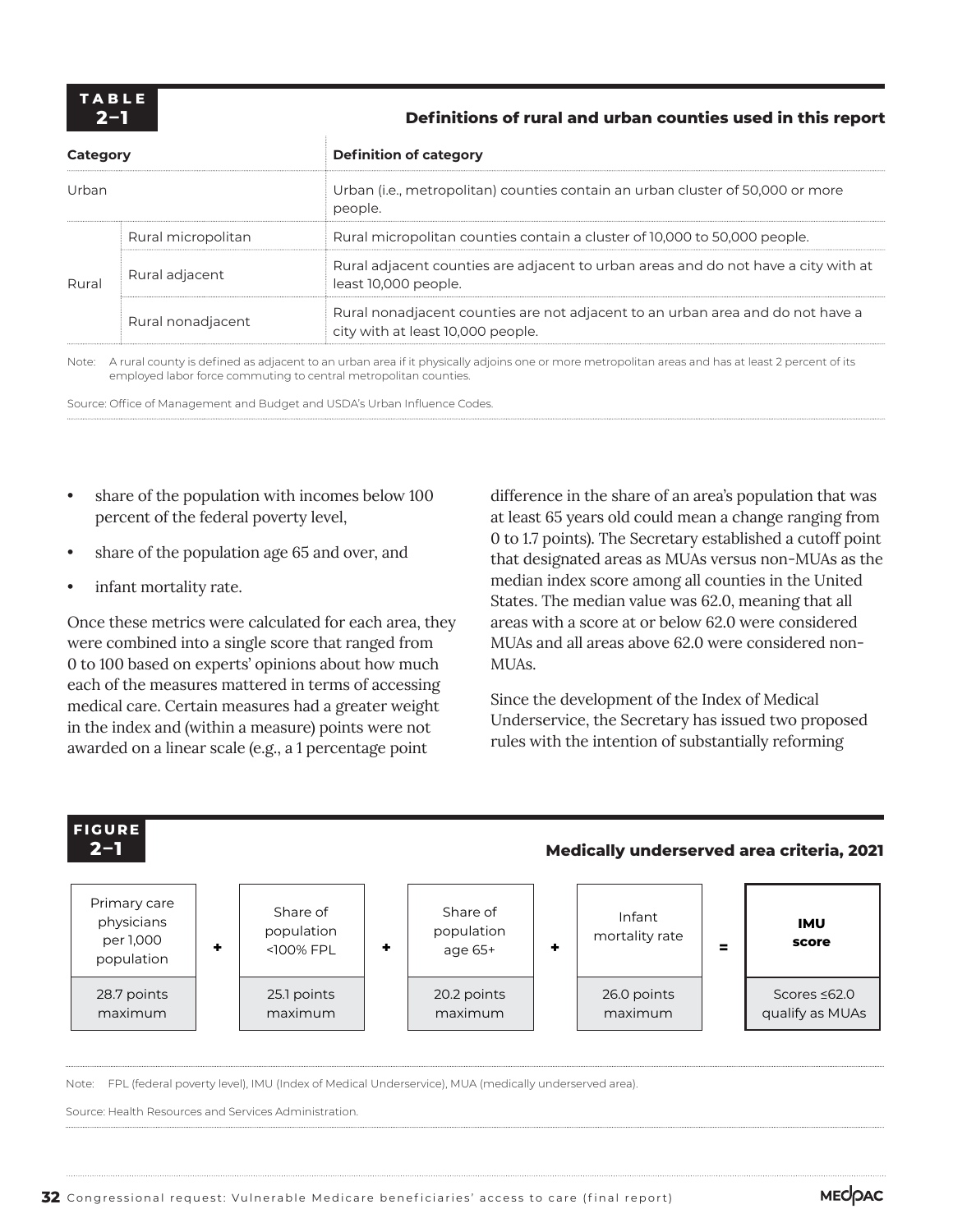**TABLE 2–1**

**Definitions of rural and urban counties used in this report**

| Category | | Definition of category |
|---|---|---|
| Urban | | Urban (i.e., metropolitan) counties contain an urban cluster of 50,000 or more people. |
| Rural | Rural micropolitan | Rural micropolitan counties contain a cluster of 10,000 to 50,000 people. |
| | Rural adjacent | Rural adjacent counties are adjacent to urban areas and do not have a city with at least 10,000 people. |
| | Rural nonadjacent | Rural nonadjacent counties are not adjacent to an urban area and do not have a city with at least 10,000 people. |

Note: A rural county is defined as adjacent to an urban area if it physically adjoins one or more metropolitan areas and has at least 2 percent of its employed labor force commuting to central metropolitan counties.

Source: Office of Management and Budget and USDA's Urban Influence Codes.

- share of the population with incomes below 100 percent of the federal poverty level,
- share of the population age 65 and over, and
- infant mortality rate.

Once these metrics were calculated for each area, they were combined into a single score that ranged from 0 to 100 based on experts' opinions about how much each of the measures mattered in terms of accessing medical care. Certain measures had a greater weight in the index and (within a measure) points were not awarded on a linear scale (e.g., a 1 percentage point difference in the share of an area's population that was at least 65 years old could mean a change ranging from 0 to 1.7 points). The Secretary established a cutoff point that designated areas as MUAs versus non-MUAs as the median index score among all counties in the United States. The median value was 62.0, meaning that all areas with a score at or below 62.0 were considered MUAs and all areas above 62.0 were considered non-MUAs.

Since the development of the Index of Medical Underservice, the Secretary has issued two proposed rules with the intention of substantially reforming

**FIGURE 2–1**

**Medically underserved area criteria, 2021**

| Primary care physicians per 1,000 population | + | Share of population <100% FPL | + | Share of population age 65+ | + | Infant mortality rate | = | **IMU score** |
|---|---|---|---|---|---|---|---|---|
| 28.7 points maximum | | 25.1 points maximum | | 20.2 points maximum | | 26.0 points maximum | | Scores ≤62.0 qualify as MUAs |

Note: FPL (federal poverty level), IMU (Index of Medical Underservice), MUA (medically underserved area).

Source: Health Resources and Services Administration.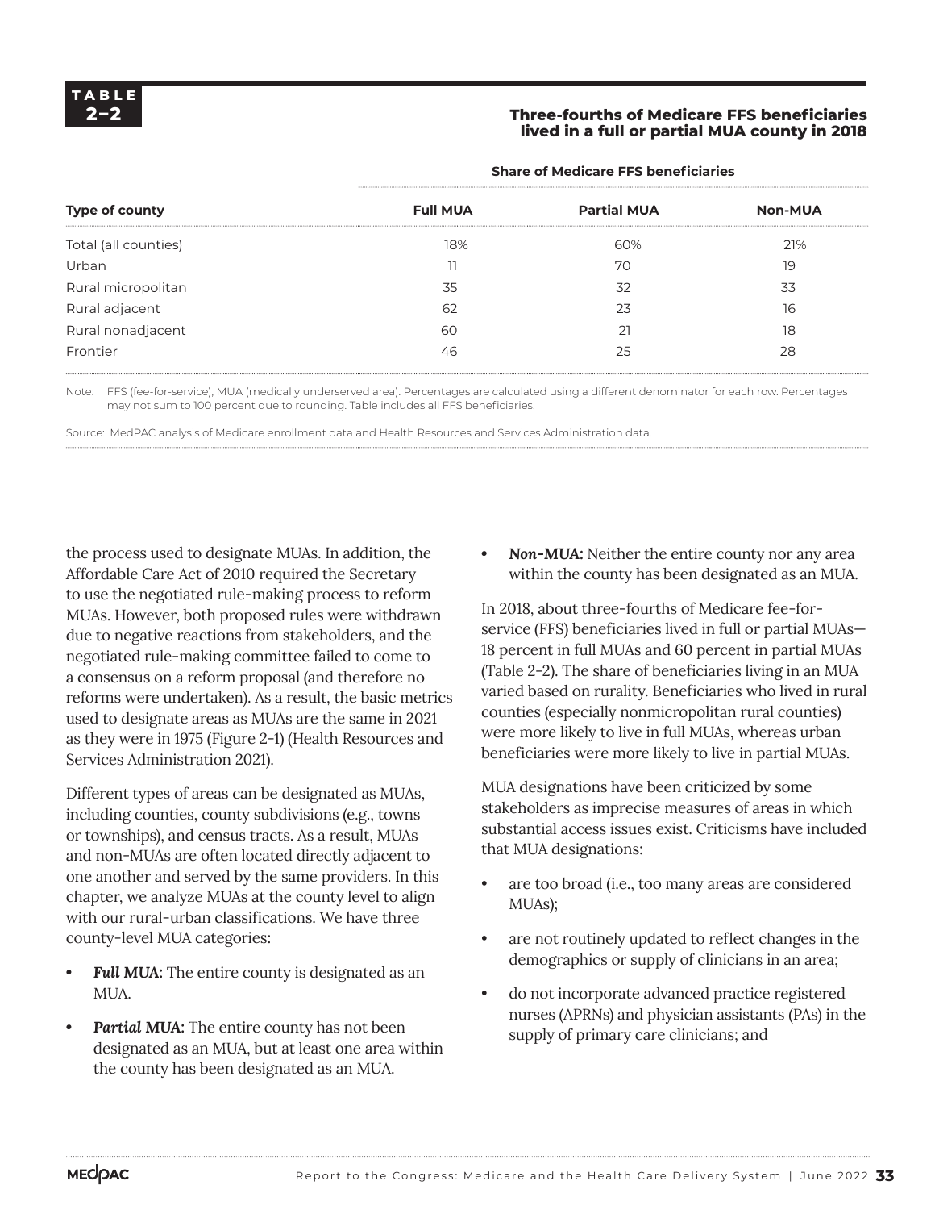**TABLE 2–2**

**Three-fourths of Medicare FFS beneficiaries lived in a full or partial MUA county in 2018**

| | Share of Medicare FFS beneficiaries | | |
|---|---|---|---|
| **Type of county** | **Full MUA** | **Partial MUA** | **Non-MUA** |
| Total (all counties) | 18% | 60% | 21% |
| Urban | 11 | 70 | 19 |
| Rural micropolitan | 35 | 32 | 33 |
| Rural adjacent | 62 | 23 | 16 |
| Rural nonadjacent | 60 | 21 | 18 |
| Frontier | 46 | 25 | 28 |

Note: FFS (fee-for-service), MUA (medically underserved area). Percentages are calculated using a different denominator for each row. Percentages may not sum to 100 percent due to rounding. Table includes all FFS beneficiaries.

Source: MedPAC analysis of Medicare enrollment data and Health Resources and Services Administration data.

the process used to designate MUAs. In addition, the Affordable Care Act of 2010 required the Secretary to use the negotiated rule-making process to reform MUAs. However, both proposed rules were withdrawn due to negative reactions from stakeholders, and the negotiated rule-making committee failed to come to a consensus on a reform proposal (and therefore no reforms were undertaken). As a result, the basic metrics used to designate areas as MUAs are the same in 2021 as they were in 1975 (Figure 2-1) (Health Resources and Services Administration 2021).

Different types of areas can be designated as MUAs, including counties, county subdivisions (e.g., towns or townships), and census tracts. As a result, MUAs and non-MUAs are often located directly adjacent to one another and served by the same providers. In this chapter, we analyze MUAs at the county level to align with our rural-urban classifications. We have three county-level MUA categories:

- ***Full MUA:*** The entire county is designated as an MUA.
- ***Partial MUA:*** The entire county has not been designated as an MUA, but at least one area within the county has been designated as an MUA.
- ***Non-MUA:*** Neither the entire county nor any area within the county has been designated as an MUA.

In 2018, about three-fourths of Medicare fee-for-service (FFS) beneficiaries lived in full or partial MUAs—18 percent in full MUAs and 60 percent in partial MUAs (Table 2-2). The share of beneficiaries living in an MUA varied based on rurality. Beneficiaries who lived in rural counties (especially nonmicropolitan rural counties) were more likely to live in full MUAs, whereas urban beneficiaries were more likely to live in partial MUAs.

MUA designations have been criticized by some stakeholders as imprecise measures of areas in which substantial access issues exist. Criticisms have included that MUA designations:

- are too broad (i.e., too many areas are considered MUAs);
- are not routinely updated to reflect changes in the demographics or supply of clinicians in an area;
- do not incorporate advanced practice registered nurses (APRNs) and physician assistants (PAs) in the supply of primary care clinicians; and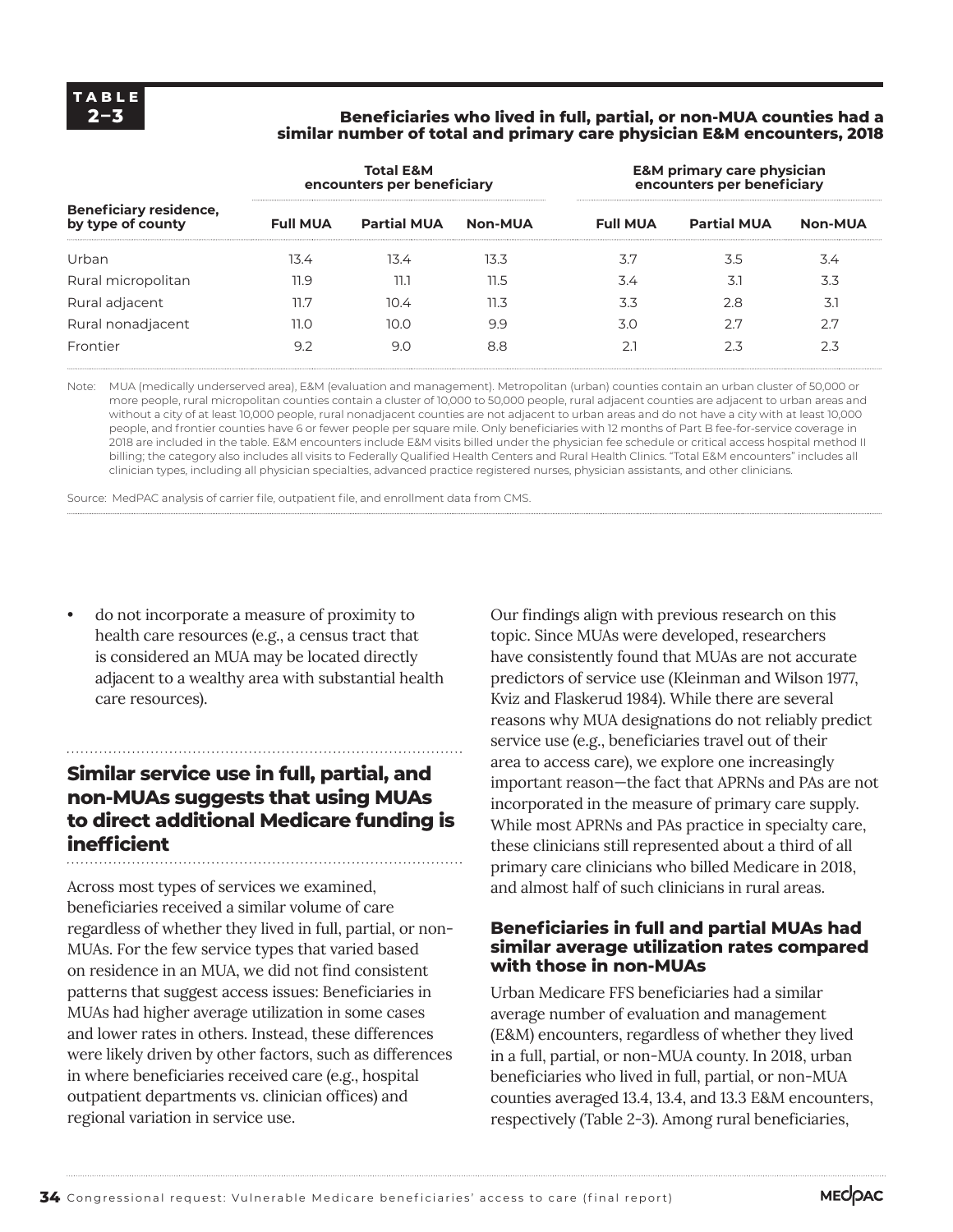**TABLE 2–3**

**Beneficiaries who lived in full, partial, or non-MUA counties had a similar number of total and primary care physician E&M encounters, 2018**

| Beneficiary residence, by type of county | Total E&M encounters per beneficiary | | | E&M primary care physician encounters per beneficiary | | |
|---|---|---|---|---|---|---|
| | Full MUA | Partial MUA | Non-MUA | Full MUA | Partial MUA | Non-MUA |
| Urban | 13.4 | 13.4 | 13.3 | 3.7 | 3.5 | 3.4 |
| Rural micropolitan | 11.9 | 11.1 | 11.5 | 3.4 | 3.1 | 3.3 |
| Rural adjacent | 11.7 | 10.4 | 11.3 | 3.3 | 2.8 | 3.1 |
| Rural nonadjacent | 11.0 | 10.0 | 9.9 | 3.0 | 2.7 | 2.7 |
| Frontier | 9.2 | 9.0 | 8.8 | 2.1 | 2.3 | 2.3 |

Note: MUA (medically underserved area), E&M (evaluation and management). Metropolitan (urban) counties contain an urban cluster of 50,000 or more people, rural micropolitan counties contain a cluster of 10,000 to 50,000 people, rural adjacent counties are adjacent to urban areas and without a city of at least 10,000 people, rural nonadjacent counties are not adjacent to urban areas and do not have a city with at least 10,000 people, and frontier counties have 6 or fewer people per square mile. Only beneficiaries with 12 months of Part B fee-for-service coverage in 2018 are included in the table. E&M encounters include E&M visits billed under the physician fee schedule or critical access hospital method II billing; the category also includes all visits to Federally Qualified Health Centers and Rural Health Clinics. "Total E&M encounters" includes all clinician types, including all physician specialties, advanced practice registered nurses, physician assistants, and other clinicians.

Source: MedPAC analysis of carrier file, outpatient file, and enrollment data from CMS.

- do not incorporate a measure of proximity to health care resources (e.g., a census tract that is considered an MUA may be located directly adjacent to a wealthy area with substantial health care resources).

## Similar service use in full, partial, and non-MUAs suggests that using MUAs to direct additional Medicare funding is inefficient

Across most types of services we examined, beneficiaries received a similar volume of care regardless of whether they lived in full, partial, or non-MUAs. For the few service types that varied based on residence in an MUA, we did not find consistent patterns that suggest access issues: Beneficiaries in MUAs had higher average utilization in some cases and lower rates in others. Instead, these differences were likely driven by other factors, such as differences in where beneficiaries received care (e.g., hospital outpatient departments vs. clinician offices) and regional variation in service use.

Our findings align with previous research on this topic. Since MUAs were developed, researchers have consistently found that MUAs are not accurate predictors of service use (Kleinman and Wilson 1977, Kviz and Flaskerud 1984). While there are several reasons why MUA designations do not reliably predict service use (e.g., beneficiaries travel out of their area to access care), we explore one increasingly important reason—the fact that APRNs and PAs are not incorporated in the measure of primary care supply. While most APRNs and PAs practice in specialty care, these clinicians still represented about a third of all primary care clinicians who billed Medicare in 2018, and almost half of such clinicians in rural areas.

### Beneficiaries in full and partial MUAs had similar average utilization rates compared with those in non-MUAs

Urban Medicare FFS beneficiaries had a similar average number of evaluation and management (E&M) encounters, regardless of whether they lived in a full, partial, or non-MUA county. In 2018, urban beneficiaries who lived in full, partial, or non-MUA counties averaged 13.4, 13.4, and 13.3 E&M encounters, respectively (Table 2-3). Among rural beneficiaries,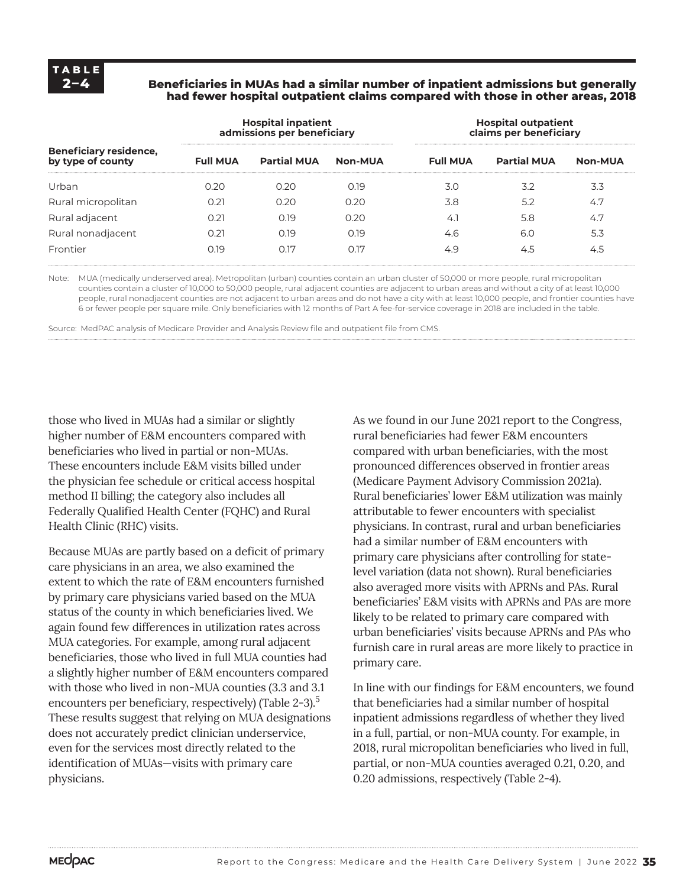**TABLE 2–4**

**Beneficiaries in MUAs had a similar number of inpatient admissions but generally had fewer hospital outpatient claims compared with those in other areas, 2018**

| Beneficiary residence, by type of county | Hospital inpatient admissions per beneficiary | | | Hospital outpatient claims per beneficiary | | |
|---|---|---|---|---|---|---|
| | **Full MUA** | **Partial MUA** | **Non-MUA** | **Full MUA** | **Partial MUA** | **Non-MUA** |
| Urban | 0.20 | 0.20 | 0.19 | 3.0 | 3.2 | 3.3 |
| Rural micropolitan | 0.21 | 0.20 | 0.20 | 3.8 | 5.2 | 4.7 |
| Rural adjacent | 0.21 | 0.19 | 0.20 | 4.1 | 5.8 | 4.7 |
| Rural nonadjacent | 0.21 | 0.19 | 0.19 | 4.6 | 6.0 | 5.3 |
| Frontier | 0.19 | 0.17 | 0.17 | 4.9 | 4.5 | 4.5 |

Note: MUA (medically underserved area). Metropolitan (urban) counties contain an urban cluster of 50,000 or more people, rural micropolitan counties contain a cluster of 10,000 to 50,000 people, rural adjacent counties are adjacent to urban areas and without a city of at least 10,000 people, rural nonadjacent counties are not adjacent to urban areas and do not have a city with at least 10,000 people, and frontier counties have 6 or fewer people per square mile. Only beneficiaries with 12 months of Part A fee-for-service coverage in 2018 are included in the table.

Source: MedPAC analysis of Medicare Provider and Analysis Review file and outpatient file from CMS.

those who lived in MUAs had a similar or slightly higher number of E&M encounters compared with beneficiaries who lived in partial or non-MUAs. These encounters include E&M visits billed under the physician fee schedule or critical access hospital method II billing; the category also includes all Federally Qualified Health Center (FQHC) and Rural Health Clinic (RHC) visits.

Because MUAs are partly based on a deficit of primary care physicians in an area, we also examined the extent to which the rate of E&M encounters furnished by primary care physicians varied based on the MUA status of the county in which beneficiaries lived. We again found few differences in utilization rates across MUA categories. For example, among rural adjacent beneficiaries, those who lived in full MUA counties had a slightly higher number of E&M encounters compared with those who lived in non-MUA counties (3.3 and 3.1 encounters per beneficiary, respectively) (Table 2-3).[5] These results suggest that relying on MUA designations does not accurately predict clinician underservice, even for the services most directly related to the identification of MUAs—visits with primary care physicians.

As we found in our June 2021 report to the Congress, rural beneficiaries had fewer E&M encounters compared with urban beneficiaries, with the most pronounced differences observed in frontier areas (Medicare Payment Advisory Commission 2021a). Rural beneficiaries' lower E&M utilization was mainly attributable to fewer encounters with specialist physicians. In contrast, rural and urban beneficiaries had a similar number of E&M encounters with primary care physicians after controlling for state-level variation (data not shown). Rural beneficiaries also averaged more visits with APRNs and PAs. Rural beneficiaries' E&M visits with APRNs and PAs are more likely to be related to primary care compared with urban beneficiaries' visits because APRNs and PAs who furnish care in rural areas are more likely to practice in primary care.

In line with our findings for E&M encounters, we found that beneficiaries had a similar number of hospital inpatient admissions regardless of whether they lived in a full, partial, or non-MUA county. For example, in 2018, rural micropolitan beneficiaries who lived in full, partial, or non-MUA counties averaged 0.21, 0.20, and 0.20 admissions, respectively (Table 2-4).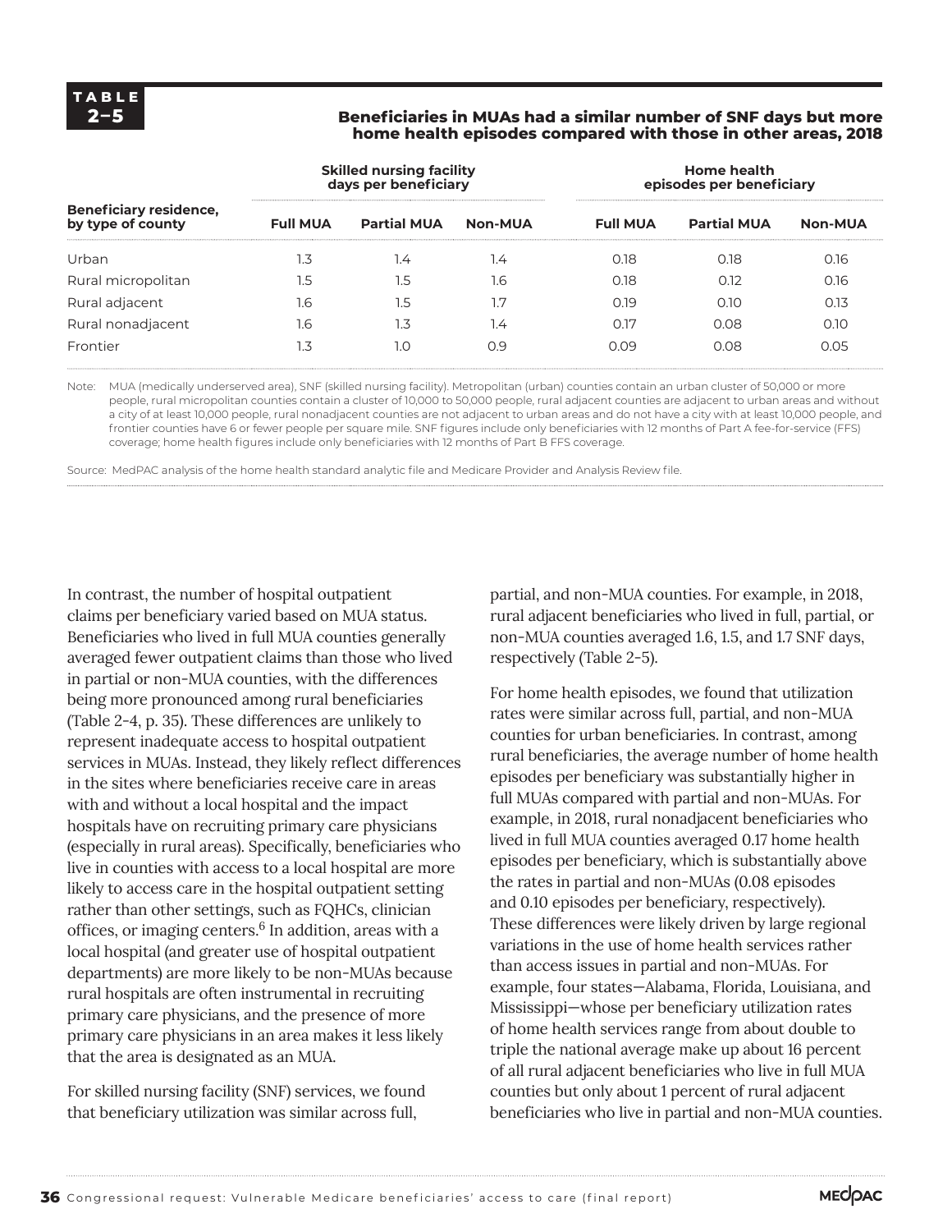**TABLE 2–5**

**Beneficiaries in MUAs had a similar number of SNF days but more home health episodes compared with those in other areas, 2018**

| Beneficiary residence, by type of county | Skilled nursing facility days per beneficiary | | | Home health episodes per beneficiary | | |
|---|---|---|---|---|---|---|
| | **Full MUA** | **Partial MUA** | **Non-MUA** | **Full MUA** | **Partial MUA** | **Non-MUA** |
| Urban | 1.3 | 1.4 | 1.4 | 0.18 | 0.18 | 0.16 |
| Rural micropolitan | 1.5 | 1.5 | 1.6 | 0.18 | 0.12 | 0.16 |
| Rural adjacent | 1.6 | 1.5 | 1.7 | 0.19 | 0.10 | 0.13 |
| Rural nonadjacent | 1.6 | 1.3 | 1.4 | 0.17 | 0.08 | 0.10 |
| Frontier | 1.3 | 1.0 | 0.9 | 0.09 | 0.08 | 0.05 |

Note: MUA (medically underserved area), SNF (skilled nursing facility). Metropolitan (urban) counties contain an urban cluster of 50,000 or more people, rural micropolitan counties contain a cluster of 10,000 to 50,000 people, rural adjacent counties are adjacent to urban areas and without a city of at least 10,000 people, rural nonadjacent counties are not adjacent to urban areas and do not have a city with at least 10,000 people, and frontier counties have 6 or fewer people per square mile. SNF figures include only beneficiaries with 12 months of Part A fee-for-service (FFS) coverage; home health figures include only beneficiaries with 12 months of Part B FFS coverage.

Source: MedPAC analysis of the home health standard analytic file and Medicare Provider and Analysis Review file.

In contrast, the number of hospital outpatient claims per beneficiary varied based on MUA status. Beneficiaries who lived in full MUA counties generally averaged fewer outpatient claims than those who lived in partial or non-MUA counties, with the differences being more pronounced among rural beneficiaries (Table 2-4, p. 35). These differences are unlikely to represent inadequate access to hospital outpatient services in MUAs. Instead, they likely reflect differences in the sites where beneficiaries receive care in areas with and without a local hospital and the impact hospitals have on recruiting primary care physicians (especially in rural areas). Specifically, beneficiaries who live in counties with access to a local hospital are more likely to access care in the hospital outpatient setting rather than other settings, such as FQHCs, clinician offices, or imaging centers.[6] In addition, areas with a local hospital (and greater use of hospital outpatient departments) are more likely to be non-MUAs because rural hospitals are often instrumental in recruiting primary care physicians, and the presence of more primary care physicians in an area makes it less likely that the area is designated as an MUA.

For skilled nursing facility (SNF) services, we found that beneficiary utilization was similar across full, partial, and non-MUA counties. For example, in 2018, rural adjacent beneficiaries who lived in full, partial, or non-MUA counties averaged 1.6, 1.5, and 1.7 SNF days, respectively (Table 2-5).

For home health episodes, we found that utilization rates were similar across full, partial, and non-MUA counties for urban beneficiaries. In contrast, among rural beneficiaries, the average number of home health episodes per beneficiary was substantially higher in full MUAs compared with partial and non-MUAs. For example, in 2018, rural nonadjacent beneficiaries who lived in full MUA counties averaged 0.17 home health episodes per beneficiary, which is substantially above the rates in partial and non-MUAs (0.08 episodes and 0.10 episodes per beneficiary, respectively). These differences were likely driven by large regional variations in the use of home health services rather than access issues in partial and non-MUAs. For example, four states—Alabama, Florida, Louisiana, and Mississippi—whose per beneficiary utilization rates of home health services range from about double to triple the national average make up about 16 percent of all rural adjacent beneficiaries who live in full MUA counties but only about 1 percent of rural adjacent beneficiaries who live in partial and non-MUA counties.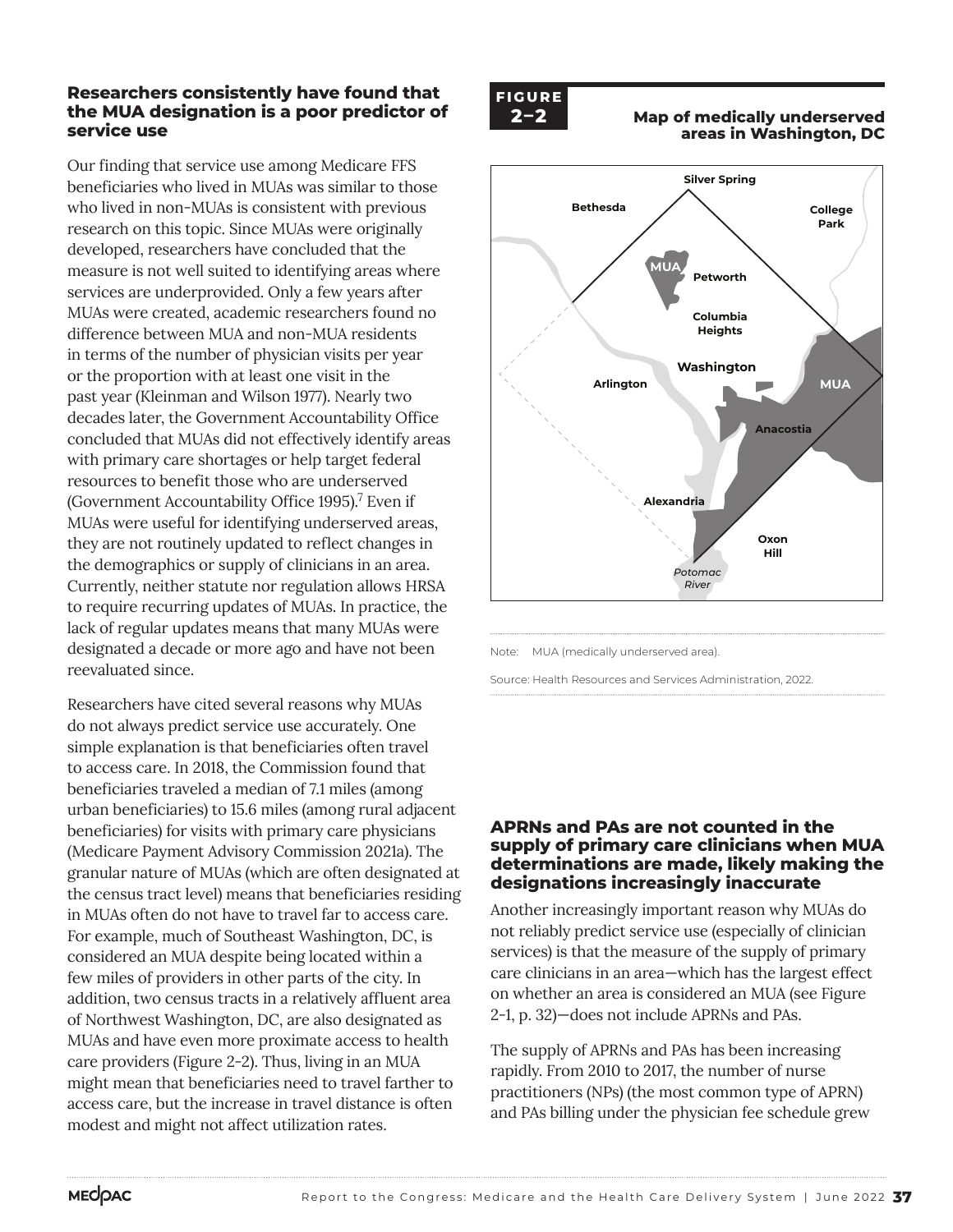### Researchers consistently have found that the MUA designation is a poor predictor of service use

Our finding that service use among Medicare FFS beneficiaries who lived in MUAs was similar to those who lived in non-MUAs is consistent with previous research on this topic. Since MUAs were originally developed, researchers have concluded that the measure is not well suited to identifying areas where services are underprovided. Only a few years after MUAs were created, academic researchers found no difference between MUA and non-MUA residents in terms of the number of physician visits per year or the proportion with at least one visit in the past year (Kleinman and Wilson 1977). Nearly two decades later, the Government Accountability Office concluded that MUAs did not effectively identify areas with primary care shortages or help target federal resources to benefit those who are underserved (Government Accountability Office 1995).[7] Even if MUAs were useful for identifying underserved areas, they are not routinely updated to reflect changes in the demographics or supply of clinicians in an area. Currently, neither statute nor regulation allows HRSA to require recurring updates of MUAs. In practice, the lack of regular updates means that many MUAs were designated a decade or more ago and have not been reevaluated since.

Researchers have cited several reasons why MUAs do not always predict service use accurately. One simple explanation is that beneficiaries often travel to access care. In 2018, the Commission found that beneficiaries traveled a median of 7.1 miles (among urban beneficiaries) to 15.6 miles (among rural adjacent beneficiaries) for visits with primary care physicians (Medicare Payment Advisory Commission 2021a). The granular nature of MUAs (which are often designated at the census tract level) means that beneficiaries residing in MUAs often do not have to travel far to access care. For example, much of Southeast Washington, DC, is considered an MUA despite being located within a few miles of providers in other parts of the city. In addition, two census tracts in a relatively affluent area of Northwest Washington, DC, are also designated as MUAs and have even more proximate access to health care providers (Figure 2-2). Thus, living in an MUA might mean that beneficiaries need to travel farther to access care, but the increase in travel distance is often modest and might not affect utilization rates.

**FIGURE 2–2** **Map of medically underserved areas in Washington, DC**

Note: MUA (medically underserved area).

Source: Health Resources and Services Administration, 2022.

### APRNs and PAs are not counted in the supply of primary care clinicians when MUA determinations are made, likely making the designations increasingly inaccurate

Another increasingly important reason why MUAs do not reliably predict service use (especially of clinician services) is that the measure of the supply of primary care clinicians in an area—which has the largest effect on whether an area is considered an MUA (see Figure 2-1, p. 32)—does not include APRNs and PAs.

The supply of APRNs and PAs has been increasing rapidly. From 2010 to 2017, the number of nurse practitioners (NPs) (the most common type of APRN) and PAs billing under the physician fee schedule grew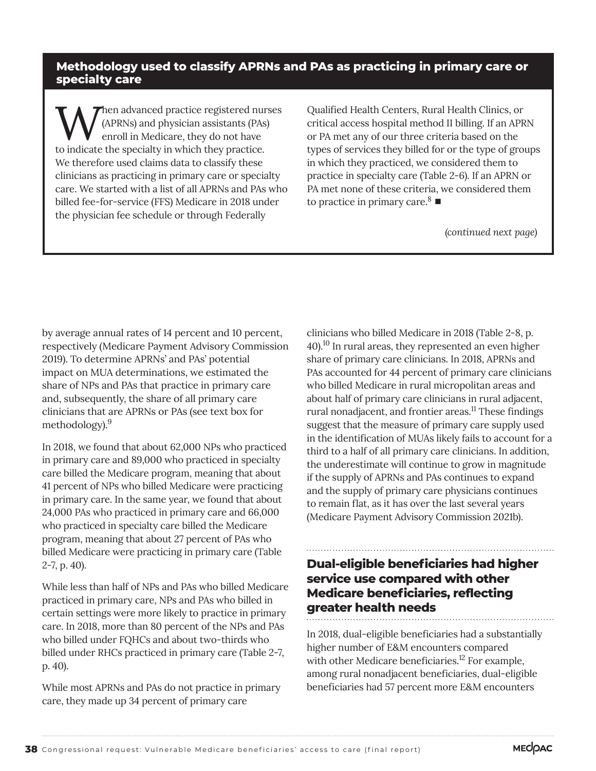## Methodology used to classify APRNs and PAs as practicing in primary care or specialty care

When advanced practice registered nurses (APRNs) and physician assistants (PAs) enroll in Medicare, they do not have to indicate the specialty in which they practice. We therefore used claims data to classify these clinicians as practicing in primary care or specialty care. We started with a list of all APRNs and PAs who billed fee-for-service (FFS) Medicare in 2018 under the physician fee schedule or through Federally Qualified Health Centers, Rural Health Clinics, or critical access hospital method II billing. If an APRN or PA met any of our three criteria based on the types of services they billed for or the type of groups in which they practiced, we considered them to practice in specialty care (Table 2-6). If an APRN or PA met none of these criteria, we considered them to practice in primary care.[8] ■

*(continued next page)*

by average annual rates of 14 percent and 10 percent, respectively (Medicare Payment Advisory Commission 2019). To determine APRNs' and PAs' potential impact on MUA determinations, we estimated the share of NPs and PAs that practice in primary care and, subsequently, the share of all primary care clinicians that are APRNs or PAs (see text box for methodology).[9]

In 2018, we found that about 62,000 NPs who practiced in primary care and 89,000 who practiced in specialty care billed the Medicare program, meaning that about 41 percent of NPs who billed Medicare were practicing in primary care. In the same year, we found that about 24,000 PAs who practiced in primary care and 66,000 who practiced in specialty care billed the Medicare program, meaning that about 27 percent of PAs who billed Medicare were practicing in primary care (Table 2-7, p. 40).

While less than half of NPs and PAs who billed Medicare practiced in primary care, NPs and PAs who billed in certain settings were more likely to practice in primary care. In 2018, more than 80 percent of the NPs and PAs who billed under FQHCs and about two-thirds who billed under RHCs practiced in primary care (Table 2-7, p. 40).

While most APRNs and PAs do not practice in primary care, they made up 34 percent of primary care clinicians who billed Medicare in 2018 (Table 2-8, p. 40).[10] In rural areas, they represented an even higher share of primary care clinicians. In 2018, APRNs and PAs accounted for 44 percent of primary care clinicians who billed Medicare in rural micropolitan areas and about half of primary care clinicians in rural adjacent, rural nonadjacent, and frontier areas.[11] These findings suggest that the measure of primary care supply used in the identification of MUAs likely fails to account for a third to a half of all primary care clinicians. In addition, the underestimate will continue to grow in magnitude if the supply of APRNs and PAs continues to expand and the supply of primary care physicians continues to remain flat, as it has over the last several years (Medicare Payment Advisory Commission 2021b).

### Dual-eligible beneficiaries had higher service use compared with other Medicare beneficiaries, reflecting greater health needs

In 2018, dual-eligible beneficiaries had a substantially higher number of E&M encounters compared with other Medicare beneficiaries.[12] For example, among rural nonadjacent beneficiaries, dual-eligible beneficiaries had 57 percent more E&M encounters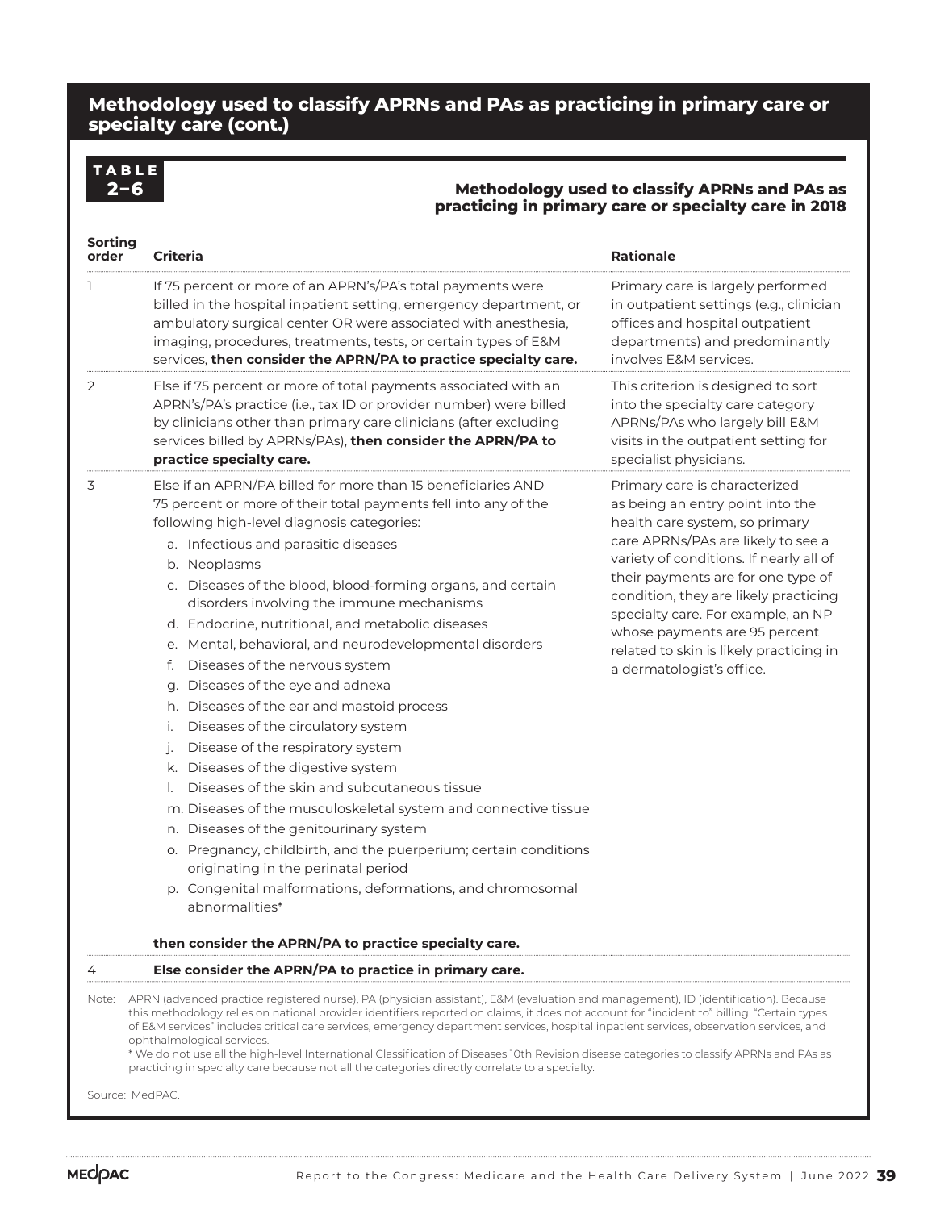## Methodology used to classify APRNs and PAs as practicing in primary care or specialty care (cont.)

**TABLE 2–6**

**Methodology used to classify APRNs and PAs as practicing in primary care or specialty care in 2018**

| Sorting order | Criteria | Rationale |
|---|---|---|
| 1 | If 75 percent or more of an APRN's/PA's total payments were billed in the hospital inpatient setting, emergency department, or ambulatory surgical center OR were associated with anesthesia, imaging, procedures, treatments, tests, or certain types of E&M services, **then consider the APRN/PA to practice specialty care.** | Primary care is largely performed in outpatient settings (e.g., clinician offices and hospital outpatient departments) and predominantly involves E&M services. |
| 2 | Else if 75 percent or more of total payments associated with an APRN's/PA's practice (i.e., tax ID or provider number) were billed by clinicians other than primary care clinicians (after excluding services billed by APRNs/PAs), **then consider the APRN/PA to practice specialty care.** | This criterion is designed to sort into the specialty care category APRNs/PAs who largely bill E&M visits in the outpatient setting for specialist physicians. |
| 3 | Else if an APRN/PA billed for more than 15 beneficiaries AND 75 percent or more of their total payments fell into any of the following high-level diagnosis categories:<br>a. Infectious and parasitic diseases<br>b. Neoplasms<br>c. Diseases of the blood, blood-forming organs, and certain disorders involving the immune mechanisms<br>d. Endocrine, nutritional, and metabolic diseases<br>e. Mental, behavioral, and neurodevelopmental disorders<br>f. Diseases of the nervous system<br>g. Diseases of the eye and adnexa<br>h. Diseases of the ear and mastoid process<br>i. Diseases of the circulatory system<br>j. Disease of the respiratory system<br>k. Diseases of the digestive system<br>l. Diseases of the skin and subcutaneous tissue<br>m. Diseases of the musculoskeletal system and connective tissue<br>n. Diseases of the genitourinary system<br>o. Pregnancy, childbirth, and the puerperium; certain conditions originating in the perinatal period<br>p. Congenital malformations, deformations, and chromosomal abnormalities*<br><br>**then consider the APRN/PA to practice specialty care.** | Primary care is characterized as being an entry point into the health care system, so primary care APRNs/PAs are likely to see a variety of conditions. If nearly all of their payments are for one type of condition, they are likely practicing specialty care. For example, an NP whose payments are 95 percent related to skin is likely practicing in a dermatologist's office. |
| 4 | **Else consider the APRN/PA to practice in primary care.** | |

Note: APRN (advanced practice registered nurse), PA (physician assistant), E&M (evaluation and management), ID (identification). Because this methodology relies on national provider identifiers reported on claims, it does not account for "incident to" billing. "Certain types of E&M services" includes critical care services, emergency department services, hospital inpatient services, observation services, and ophthalmological services.
* We do not use all the high-level International Classification of Diseases 10th Revision disease categories to classify APRNs and PAs as practicing in specialty care because not all the categories directly correlate to a specialty.

Source: MedPAC.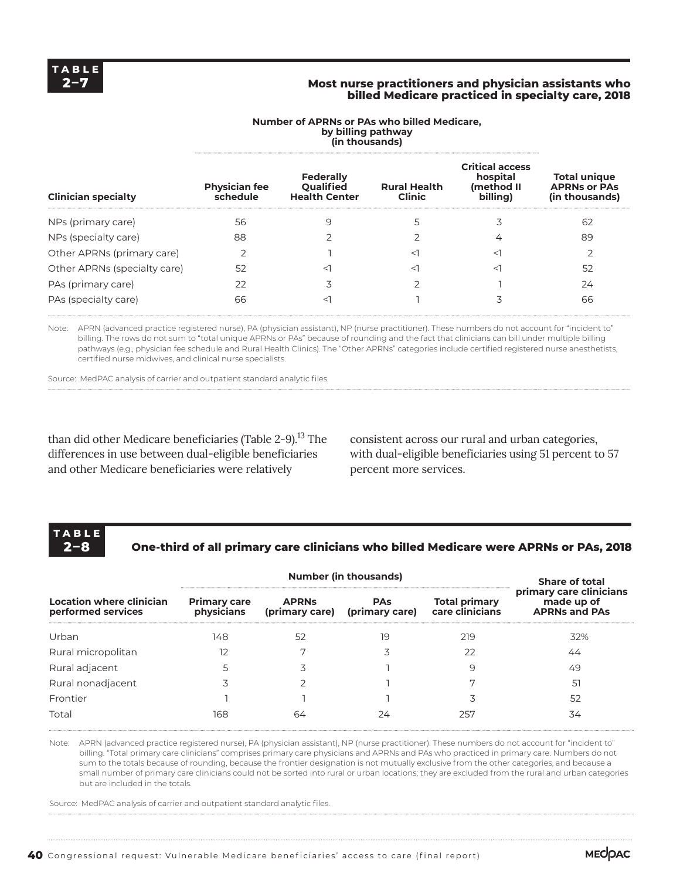**TABLE 2–7**

**Most nurse practitioners and physician assistants who billed Medicare practiced in specialty care, 2018**

| Clinician specialty | Number of APRNs or PAs who billed Medicare, by billing pathway (in thousands) | | | | Total unique APRNs or PAs (in thousands) |
|---|---|---|---|---|---|
| | Physician fee schedule | Federally Qualified Health Center | Rural Health Clinic | Critical access hospital (method II billing) | |
| NPs (primary care) | 56 | 9 | 5 | 3 | 62 |
| NPs (specialty care) | 88 | 2 | 2 | 4 | 89 |
| Other APRNs (primary care) | 2 | 1 | <1 | <1 | 2 |
| Other APRNs (specialty care) | 52 | <1 | <1 | <1 | 52 |
| PAs (primary care) | 22 | 3 | 2 | 1 | 24 |
| PAs (specialty care) | 66 | <1 | 1 | 3 | 66 |

Note: APRN (advanced practice registered nurse), PA (physician assistant), NP (nurse practitioner). These numbers do not account for "incident to" billing. The rows do not sum to "total unique APRNs or PAs" because of rounding and the fact that clinicians can bill under multiple billing pathways (e.g., physician fee schedule and Rural Health Clinics). The "Other APRNs" categories include certified registered nurse anesthetists, certified nurse midwives, and clinical nurse specialists.

Source: MedPAC analysis of carrier and outpatient standard analytic files.

than did other Medicare beneficiaries (Table 2-9).[13] The differences in use between dual-eligible beneficiaries and other Medicare beneficiaries were relatively consistent across our rural and urban categories, with dual-eligible beneficiaries using 51 percent to 57 percent more services.

**TABLE 2–8**

**One-third of all primary care clinicians who billed Medicare were APRNs or PAs, 2018**

| Location where clinician performed services | Number (in thousands) | | | | Share of total primary care clinicians made up of APRNs and PAs |
|---|---|---|---|---|---|
| | Primary care physicians | APRNs (primary care) | PAs (primary care) | Total primary care clinicians | |
| Urban | 148 | 52 | 19 | 219 | 32% |
| Rural micropolitan | 12 | 7 | 3 | 22 | 44 |
| Rural adjacent | 5 | 3 | 1 | 9 | 49 |
| Rural nonadjacent | 3 | 2 | 1 | 7 | 51 |
| Frontier | 1 | 1 | 1 | 3 | 52 |
| Total | 168 | 64 | 24 | 257 | 34 |

Note: APRN (advanced practice registered nurse), PA (physician assistant), NP (nurse practitioner). These numbers do not account for "incident to" billing. "Total primary care clinicians" comprises primary care physicians and APRNs and PAs who practiced in primary care. Numbers do not sum to the totals because of rounding, because the frontier designation is not mutually exclusive from the other categories, and because a small number of primary care clinicians could not be sorted into rural or urban locations; they are excluded from the rural and urban categories but are included in the totals.

Source: MedPAC analysis of carrier and outpatient standard analytic files.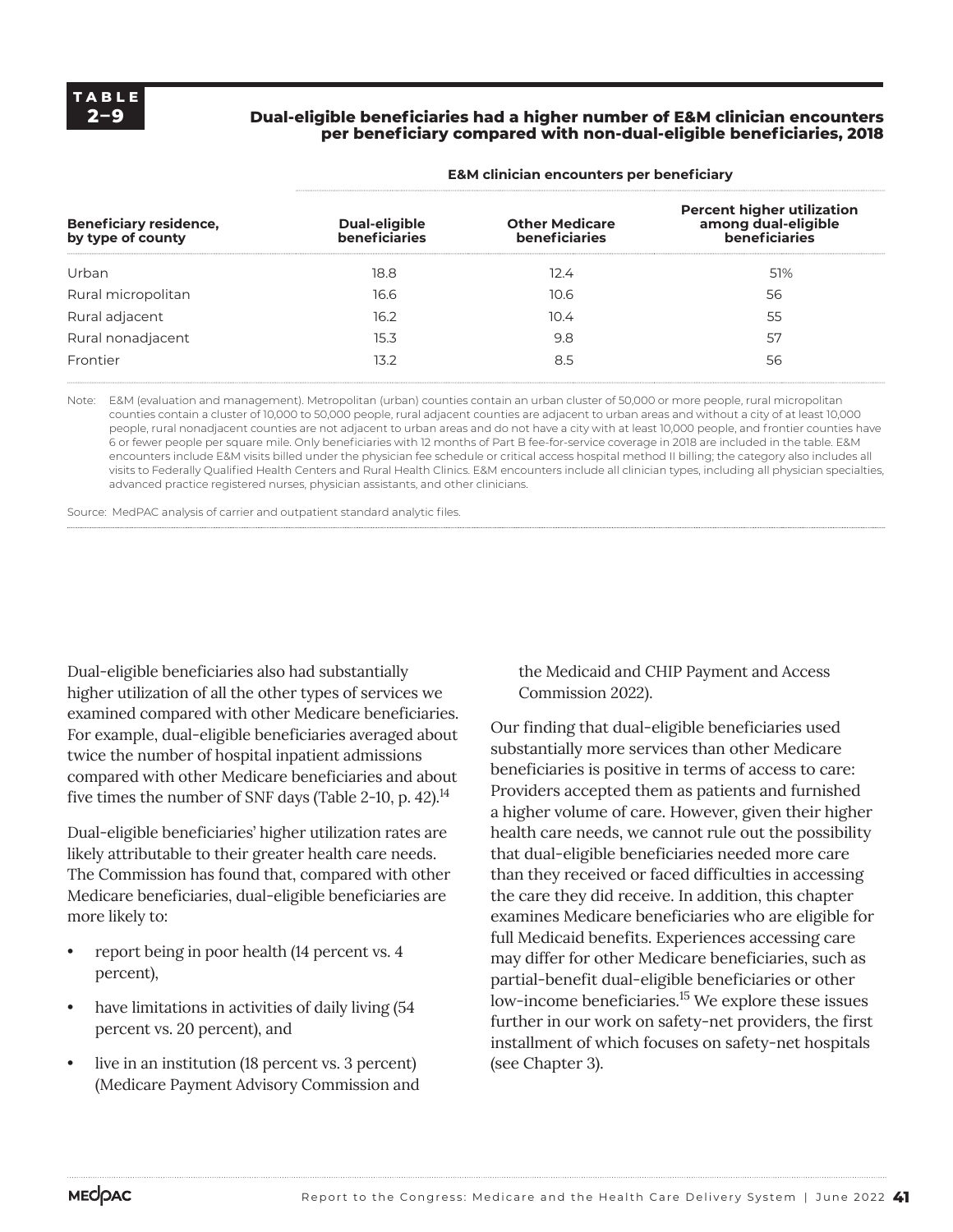**TABLE 2–9**

**Dual-eligible beneficiaries had a higher number of E&M clinician encounters per beneficiary compared with non-dual-eligible beneficiaries, 2018**

| | E&M clinician encounters per beneficiary | | |
|---|---|---|---|
| **Beneficiary residence, by type of county** | **Dual-eligible beneficiaries** | **Other Medicare beneficiaries** | **Percent higher utilization among dual-eligible beneficiaries** |
| Urban | 18.8 | 12.4 | 51% |
| Rural micropolitan | 16.6 | 10.6 | 56 |
| Rural adjacent | 16.2 | 10.4 | 55 |
| Rural nonadjacent | 15.3 | 9.8 | 57 |
| Frontier | 13.2 | 8.5 | 56 |

Note: E&M (evaluation and management). Metropolitan (urban) counties contain an urban cluster of 50,000 or more people, rural micropolitan counties contain a cluster of 10,000 to 50,000 people, rural adjacent counties are adjacent to urban areas and without a city of at least 10,000 people, rural nonadjacent counties are not adjacent to urban areas and do not have a city with at least 10,000 people, and frontier counties have 6 or fewer people per square mile. Only beneficiaries with 12 months of Part B fee-for-service coverage in 2018 are included in the table. E&M encounters include E&M visits billed under the physician fee schedule or critical access hospital method II billing; the category also includes all visits to Federally Qualified Health Centers and Rural Health Clinics. E&M encounters include all clinician types, including all physician specialties, advanced practice registered nurses, physician assistants, and other clinicians.

Source: MedPAC analysis of carrier and outpatient standard analytic files.

Dual-eligible beneficiaries also had substantially higher utilization of all the other types of services we examined compared with other Medicare beneficiaries. For example, dual-eligible beneficiaries averaged about twice the number of hospital inpatient admissions compared with other Medicare beneficiaries and about five times the number of SNF days (Table 2-10, p. 42).[14]

Dual-eligible beneficiaries' higher utilization rates are likely attributable to their greater health care needs. The Commission has found that, compared with other Medicare beneficiaries, dual-eligible beneficiaries are more likely to:

- report being in poor health (14 percent vs. 4 percent),
- have limitations in activities of daily living (54 percent vs. 20 percent), and
- live in an institution (18 percent vs. 3 percent) (Medicare Payment Advisory Commission and the Medicaid and CHIP Payment and Access Commission 2022).

Our finding that dual-eligible beneficiaries used substantially more services than other Medicare beneficiaries is positive in terms of access to care: Providers accepted them as patients and furnished a higher volume of care. However, given their higher health care needs, we cannot rule out the possibility that dual-eligible beneficiaries needed more care than they received or faced difficulties in accessing the care they did receive. In addition, this chapter examines Medicare beneficiaries who are eligible for full Medicaid benefits. Experiences accessing care may differ for other Medicare beneficiaries, such as partial-benefit dual-eligible beneficiaries or other low-income beneficiaries.[15] We explore these issues further in our work on safety-net providers, the first installment of which focuses on safety-net hospitals (see Chapter 3).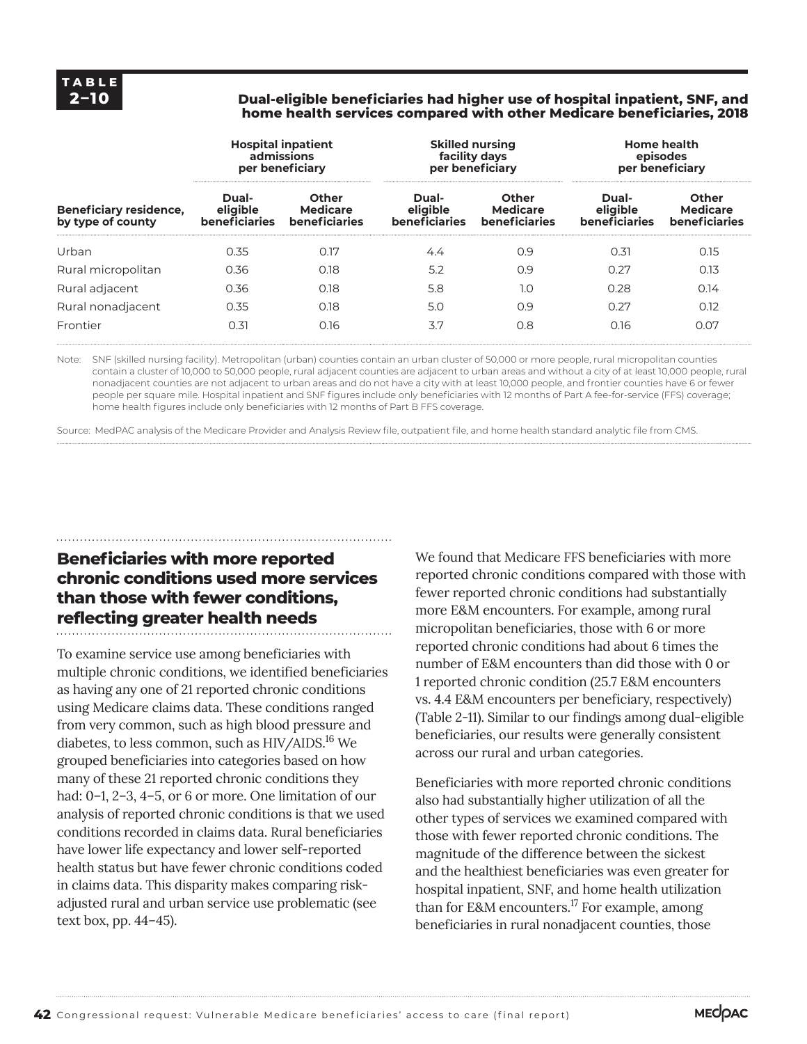**TABLE 2–10** **Dual-eligible beneficiaries had higher use of hospital inpatient, SNF, and home health services compared with other Medicare beneficiaries, 2018**

| | Hospital inpatient admissions per beneficiary | | Skilled nursing facility days per beneficiary | | Home health episodes per beneficiary | |
|---|---|---|---|---|---|---|
| **Beneficiary residence, by type of county** | **Dual-eligible beneficiaries** | **Other Medicare beneficiaries** | **Dual-eligible beneficiaries** | **Other Medicare beneficiaries** | **Dual-eligible beneficiaries** | **Other Medicare beneficiaries** |
| Urban | 0.35 | 0.17 | 4.4 | 0.9 | 0.31 | 0.15 |
| Rural micropolitan | 0.36 | 0.18 | 5.2 | 0.9 | 0.27 | 0.13 |
| Rural adjacent | 0.36 | 0.18 | 5.8 | 1.0 | 0.28 | 0.14 |
| Rural nonadjacent | 0.35 | 0.18 | 5.0 | 0.9 | 0.27 | 0.12 |
| Frontier | 0.31 | 0.16 | 3.7 | 0.8 | 0.16 | 0.07 |

Note: SNF (skilled nursing facility). Metropolitan (urban) counties contain an urban cluster of 50,000 or more people, rural micropolitan counties contain a cluster of 10,000 to 50,000 people, rural adjacent counties are adjacent to urban areas and without a city of at least 10,000 people, rural nonadjacent counties are not adjacent to urban areas and do not have a city with at least 10,000 people, and frontier counties have 6 or fewer people per square mile. Hospital inpatient and SNF figures include only beneficiaries with 12 months of Part A fee-for-service (FFS) coverage; home health figures include only beneficiaries with 12 months of Part B FFS coverage.

Source: MedPAC analysis of the Medicare Provider and Analysis Review file, outpatient file, and home health standard analytic file from CMS.

## Beneficiaries with more reported chronic conditions used more services than those with fewer conditions, reflecting greater health needs

To examine service use among beneficiaries with multiple chronic conditions, we identified beneficiaries as having any one of 21 reported chronic conditions using Medicare claims data. These conditions ranged from very common, such as high blood pressure and diabetes, to less common, such as HIV/AIDS.[16] We grouped beneficiaries into categories based on how many of these 21 reported chronic conditions they had: 0–1, 2–3, 4–5, or 6 or more. One limitation of our analysis of reported chronic conditions is that we used conditions recorded in claims data. Rural beneficiaries have lower life expectancy and lower self-reported health status but have fewer chronic conditions coded in claims data. This disparity makes comparing risk-adjusted rural and urban service use problematic (see text box, pp. 44–45).

We found that Medicare FFS beneficiaries with more reported chronic conditions compared with those with fewer reported chronic conditions had substantially more E&M encounters. For example, among rural micropolitan beneficiaries, those with 6 or more reported chronic conditions had about 6 times the number of E&M encounters than did those with 0 or 1 reported chronic condition (25.7 E&M encounters vs. 4.4 E&M encounters per beneficiary, respectively) (Table 2-11). Similar to our findings among dual-eligible beneficiaries, our results were generally consistent across our rural and urban categories.

Beneficiaries with more reported chronic conditions also had substantially higher utilization of all the other types of services we examined compared with those with fewer reported chronic conditions. The magnitude of the difference between the sickest and the healthiest beneficiaries was even greater for hospital inpatient, SNF, and home health utilization than for E&M encounters.[17] For example, among beneficiaries in rural nonadjacent counties, those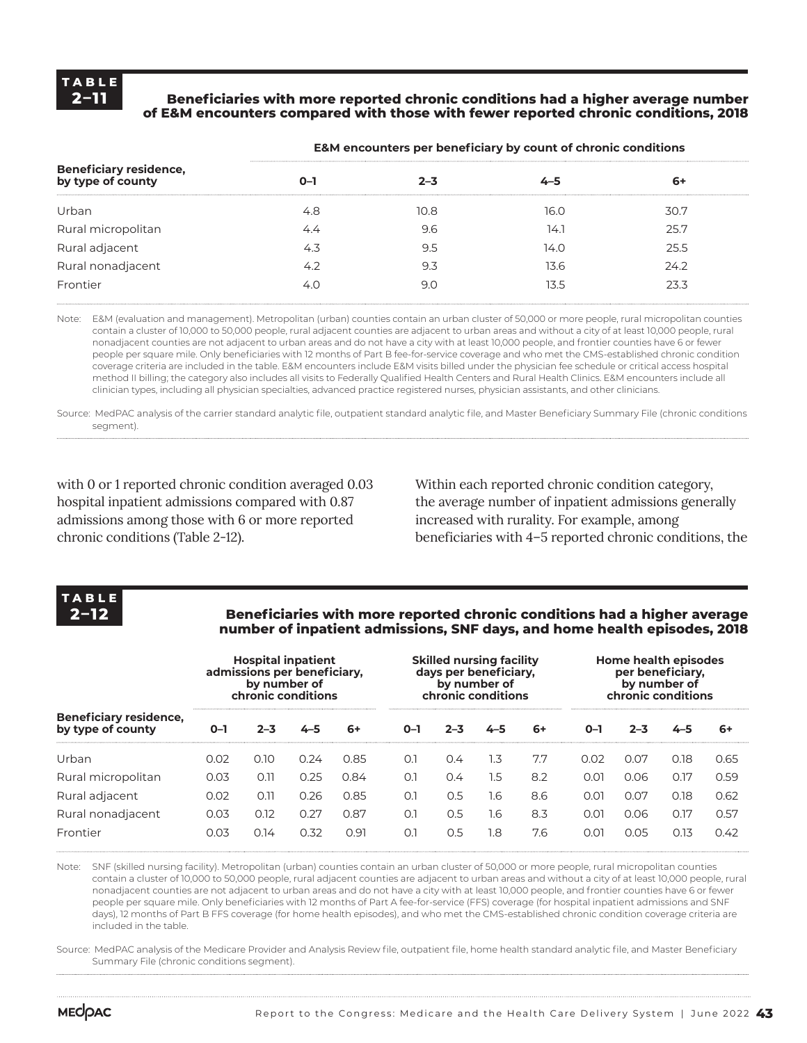**TABLE 2–11**

**Beneficiaries with more reported chronic conditions had a higher average number of E&M encounters compared with those with fewer reported chronic conditions, 2018**

| Beneficiary residence, by type of county | E&M encounters per beneficiary by count of chronic conditions | | | |
|---|---|---|---|---|
| | 0–1 | 2–3 | 4–5 | 6+ |
| Urban | 4.8 | 10.8 | 16.0 | 30.7 |
| Rural micropolitan | 4.4 | 9.6 | 14.1 | 25.7 |
| Rural adjacent | 4.3 | 9.5 | 14.0 | 25.5 |
| Rural nonadjacent | 4.2 | 9.3 | 13.6 | 24.2 |
| Frontier | 4.0 | 9.0 | 13.5 | 23.3 |

Note: E&M (evaluation and management). Metropolitan (urban) counties contain an urban cluster of 50,000 or more people, rural micropolitan counties contain a cluster of 10,000 to 50,000 people, rural adjacent counties are adjacent to urban areas and without a city of at least 10,000 people, rural nonadjacent counties are not adjacent to urban areas and do not have a city with at least 10,000 people, and frontier counties have 6 or fewer people per square mile. Only beneficiaries with 12 months of Part B fee-for-service coverage and who met the CMS-established chronic condition coverage criteria are included in the table. E&M encounters include E&M visits billed under the physician fee schedule or critical access hospital method II billing; the category also includes all visits to Federally Qualified Health Centers and Rural Health Clinics. E&M encounters include all clinician types, including all physician specialties, advanced practice registered nurses, physician assistants, and other clinicians.

Source: MedPAC analysis of the carrier standard analytic file, outpatient standard analytic file, and Master Beneficiary Summary File (chronic conditions segment).

with 0 or 1 reported chronic condition averaged 0.03 hospital inpatient admissions compared with 0.87 admissions among those with 6 or more reported chronic conditions (Table 2-12).

Within each reported chronic condition category, the average number of inpatient admissions generally increased with rurality. For example, among beneficiaries with 4–5 reported chronic conditions, the

**TABLE 2–12**

**Beneficiaries with more reported chronic conditions had a higher average number of inpatient admissions, SNF days, and home health episodes, 2018**

| Beneficiary residence, by type of county | Hospital inpatient admissions per beneficiary, by number of chronic conditions | | | | Skilled nursing facility days per beneficiary, by number of chronic conditions | | | | Home health episodes per beneficiary, by number of chronic conditions | | | |
|---|---|---|---|---|---|---|---|---|---|---|---|---|
| | 0–1 | 2–3 | 4–5 | 6+ | 0–1 | 2–3 | 4–5 | 6+ | 0–1 | 2–3 | 4–5 | 6+ |
| Urban | 0.02 | 0.10 | 0.24 | 0.85 | 0.1 | 0.4 | 1.3 | 7.7 | 0.02 | 0.07 | 0.18 | 0.65 |
| Rural micropolitan | 0.03 | 0.11 | 0.25 | 0.84 | 0.1 | 0.4 | 1.5 | 8.2 | 0.01 | 0.06 | 0.17 | 0.59 |
| Rural adjacent | 0.02 | 0.11 | 0.26 | 0.85 | 0.1 | 0.5 | 1.6 | 8.6 | 0.01 | 0.07 | 0.18 | 0.62 |
| Rural nonadjacent | 0.03 | 0.12 | 0.27 | 0.87 | 0.1 | 0.5 | 1.6 | 8.3 | 0.01 | 0.06 | 0.17 | 0.57 |
| Frontier | 0.03 | 0.14 | 0.32 | 0.91 | 0.1 | 0.5 | 1.8 | 7.6 | 0.01 | 0.05 | 0.13 | 0.42 |

Note: SNF (skilled nursing facility). Metropolitan (urban) counties contain an urban cluster of 50,000 or more people, rural micropolitan counties contain a cluster of 10,000 to 50,000 people, rural adjacent counties are adjacent to urban areas and without a city of at least 10,000 people, rural nonadjacent counties are not adjacent to urban areas and do not have a city with at least 10,000 people, and frontier counties have 6 or fewer people per square mile. Only beneficiaries with 12 months of Part A fee-for-service (FFS) coverage (for hospital inpatient admissions and SNF days), 12 months of Part B FFS coverage (for home health episodes), and who met the CMS-established chronic condition coverage criteria are included in the table.

Source: MedPAC analysis of the Medicare Provider and Analysis Review file, outpatient file, home health standard analytic file, and Master Beneficiary Summary File (chronic conditions segment).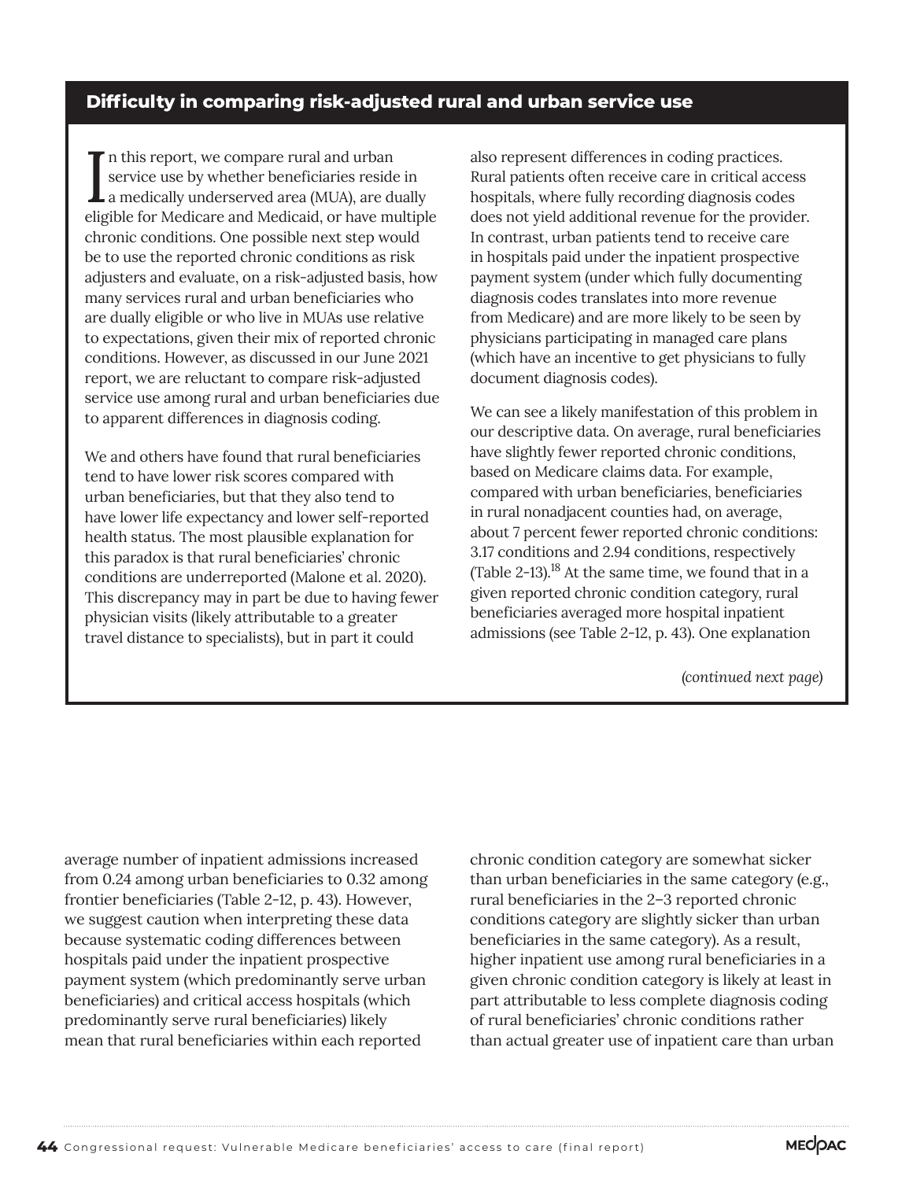## Difficulty in comparing risk-adjusted rural and urban service use

In this report, we compare rural and urban service use by whether beneficiaries reside in a medically underserved area (MUA), are dually eligible for Medicare and Medicaid, or have multiple chronic conditions. One possible next step would be to use the reported chronic conditions as risk adjusters and evaluate, on a risk-adjusted basis, how many services rural and urban beneficiaries who are dually eligible or who live in MUAs use relative to expectations, given their mix of reported chronic conditions. However, as discussed in our June 2021 report, we are reluctant to compare risk-adjusted service use among rural and urban beneficiaries due to apparent differences in diagnosis coding.

We and others have found that rural beneficiaries tend to have lower risk scores compared with urban beneficiaries, but that they also tend to have lower life expectancy and lower self-reported health status. The most plausible explanation for this paradox is that rural beneficiaries' chronic conditions are underreported (Malone et al. 2020). This discrepancy may in part be due to having fewer physician visits (likely attributable to a greater travel distance to specialists), but in part it could also represent differences in coding practices. Rural patients often receive care in critical access hospitals, where fully recording diagnosis codes does not yield additional revenue for the provider. In contrast, urban patients tend to receive care in hospitals paid under the inpatient prospective payment system (under which fully documenting diagnosis codes translates into more revenue from Medicare) and are more likely to be seen by physicians participating in managed care plans (which have an incentive to get physicians to fully document diagnosis codes).

We can see a likely manifestation of this problem in our descriptive data. On average, rural beneficiaries have slightly fewer reported chronic conditions, based on Medicare claims data. For example, compared with urban beneficiaries, beneficiaries in rural nonadjacent counties had, on average, about 7 percent fewer reported chronic conditions: 3.17 conditions and 2.94 conditions, respectively (Table 2-13).[18] At the same time, we found that in a given reported chronic condition category, rural beneficiaries averaged more hospital inpatient admissions (see Table 2-12, p. 43). One explanation

*(continued next page)*

average number of inpatient admissions increased from 0.24 among urban beneficiaries to 0.32 among frontier beneficiaries (Table 2-12, p. 43). However, we suggest caution when interpreting these data because systematic coding differences between hospitals paid under the inpatient prospective payment system (which predominantly serve urban beneficiaries) and critical access hospitals (which predominantly serve rural beneficiaries) likely mean that rural beneficiaries within each reported chronic condition category are somewhat sicker than urban beneficiaries in the same category (e.g., rural beneficiaries in the 2–3 reported chronic conditions category are slightly sicker than urban beneficiaries in the same category). As a result, higher inpatient use among rural beneficiaries in a given chronic condition category is likely at least in part attributable to less complete diagnosis coding of rural beneficiaries' chronic conditions rather than actual greater use of inpatient care than urban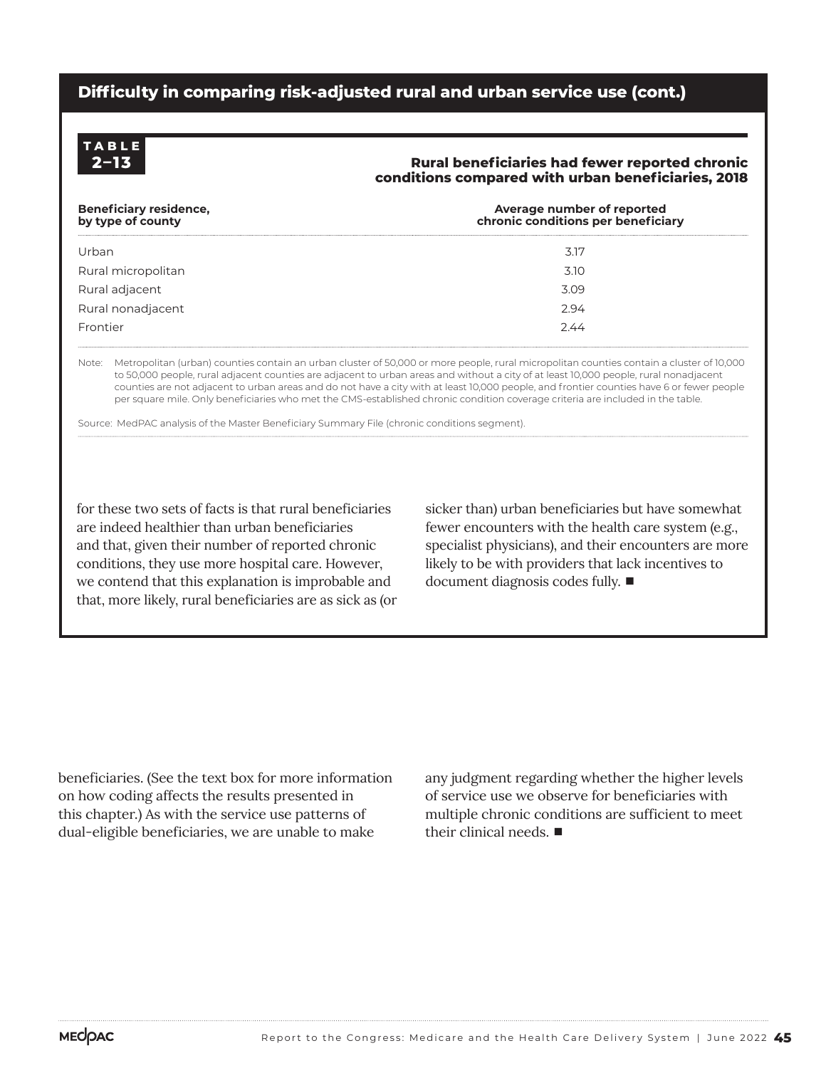## Difficulty in comparing risk-adjusted rural and urban service use (cont.)

**TABLE 2–13**

**Rural beneficiaries had fewer reported chronic conditions compared with urban beneficiaries, 2018**

| Beneficiary residence, by type of county | Average number of reported chronic conditions per beneficiary |
|---|---|
| Urban | 3.17 |
| Rural micropolitan | 3.10 |
| Rural adjacent | 3.09 |
| Rural nonadjacent | 2.94 |
| Frontier | 2.44 |

Note: Metropolitan (urban) counties contain an urban cluster of 50,000 or more people, rural micropolitan counties contain a cluster of 10,000 to 50,000 people, rural adjacent counties are adjacent to urban areas and without a city of at least 10,000 people, rural nonadjacent counties are not adjacent to urban areas and do not have a city with at least 10,000 people, and frontier counties have 6 or fewer people per square mile. Only beneficiaries who met the CMS-established chronic condition coverage criteria are included in the table.

Source: MedPAC analysis of the Master Beneficiary Summary File (chronic conditions segment).

for these two sets of facts is that rural beneficiaries are indeed healthier than urban beneficiaries and that, given their number of reported chronic conditions, they use more hospital care. However, we contend that this explanation is improbable and that, more likely, rural beneficiaries are as sick as (or sicker than) urban beneficiaries but have somewhat fewer encounters with the health care system (e.g., specialist physicians), and their encounters are more likely to be with providers that lack incentives to document diagnosis codes fully. ■

beneficiaries. (See the text box for more information on how coding affects the results presented in this chapter.) As with the service use patterns of dual-eligible beneficiaries, we are unable to make any judgment regarding whether the higher levels of service use we observe for beneficiaries with multiple chronic conditions are sufficient to meet their clinical needs. ■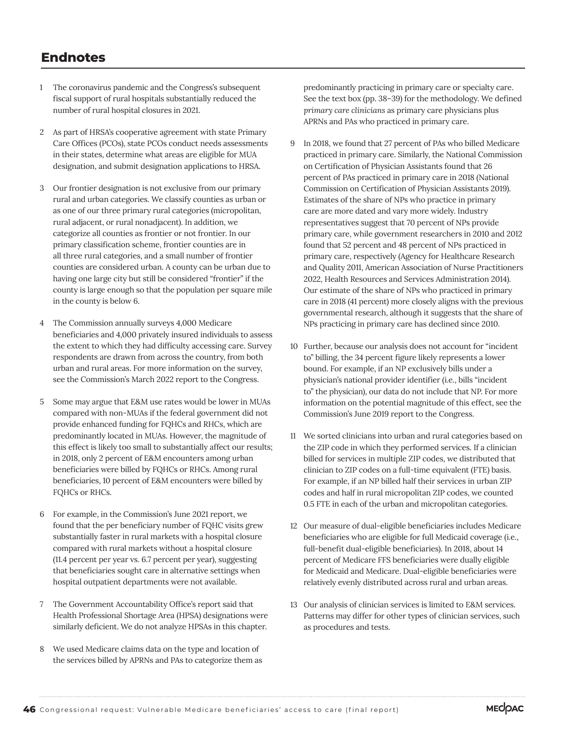## Endnotes

1 The coronavirus pandemic and the Congress's subsequent fiscal support of rural hospitals substantially reduced the number of rural hospital closures in 2021.

2 As part of HRSA's cooperative agreement with state Primary Care Offices (PCOs), state PCOs conduct needs assessments in their states, determine what areas are eligible for MUA designation, and submit designation applications to HRSA.

3 Our frontier designation is not exclusive from our primary rural and urban categories. We classify counties as urban or as one of our three primary rural categories (micropolitan, rural adjacent, or rural nonadjacent). In addition, we categorize all counties as frontier or not frontier. In our primary classification scheme, frontier counties are in all three rural categories, and a small number of frontier counties are considered urban. A county can be urban due to having one large city but still be considered "frontier" if the county is large enough so that the population per square mile in the county is below 6.

4 The Commission annually surveys 4,000 Medicare beneficiaries and 4,000 privately insured individuals to assess the extent to which they had difficulty accessing care. Survey respondents are drawn from across the country, from both urban and rural areas. For more information on the survey, see the Commission's March 2022 report to the Congress.

5 Some may argue that E&M use rates would be lower in MUAs compared with non-MUAs if the federal government did not provide enhanced funding for FQHCs and RHCs, which are predominantly located in MUAs. However, the magnitude of this effect is likely too small to substantially affect our results; in 2018, only 2 percent of E&M encounters among urban beneficiaries were billed by FQHCs or RHCs. Among rural beneficiaries, 10 percent of E&M encounters were billed by FQHCs or RHCs.

6 For example, in the Commission's June 2021 report, we found that the per beneficiary number of FQHC visits grew substantially faster in rural markets with a hospital closure compared with rural markets without a hospital closure (11.4 percent per year vs. 6.7 percent per year), suggesting that beneficiaries sought care in alternative settings when hospital outpatient departments were not available.

7 The Government Accountability Office's report said that Health Professional Shortage Area (HPSA) designations were similarly deficient. We do not analyze HPSAs in this chapter.

8 We used Medicare claims data on the type and location of the services billed by APRNs and PAs to categorize them as predominantly practicing in primary care or specialty care. See the text box (pp. 38–39) for the methodology. We defined *primary care clinicians* as primary care physicians plus APRNs and PAs who practiced in primary care.

9 In 2018, we found that 27 percent of PAs who billed Medicare practiced in primary care. Similarly, the National Commission on Certification of Physician Assistants found that 26 percent of PAs practiced in primary care in 2018 (National Commission on Certification of Physician Assistants 2019). Estimates of the share of NPs who practice in primary care are more dated and vary more widely. Industry representatives suggest that 70 percent of NPs provide primary care, while government researchers in 2010 and 2012 found that 52 percent and 48 percent of NPs practiced in primary care, respectively (Agency for Healthcare Research and Quality 2011, American Association of Nurse Practitioners 2022, Health Resources and Services Administration 2014). Our estimate of the share of NPs who practiced in primary care in 2018 (41 percent) more closely aligns with the previous governmental research, although it suggests that the share of NPs practicing in primary care has declined since 2010.

10 Further, because our analysis does not account for "incident to" billing, the 34 percent figure likely represents a lower bound. For example, if an NP exclusively bills under a physician's national provider identifier (i.e., bills "incident to" the physician), our data do not include that NP. For more information on the potential magnitude of this effect, see the Commission's June 2019 report to the Congress.

11 We sorted clinicians into urban and rural categories based on the ZIP code in which they performed services. If a clinician billed for services in multiple ZIP codes, we distributed that clinician to ZIP codes on a full-time equivalent (FTE) basis. For example, if an NP billed half their services in urban ZIP codes and half in rural micropolitan ZIP codes, we counted 0.5 FTE in each of the urban and micropolitan categories.

12 Our measure of dual-eligible beneficiaries includes Medicare beneficiaries who are eligible for full Medicaid coverage (i.e., full-benefit dual-eligible beneficiaries). In 2018, about 14 percent of Medicare FFS beneficiaries were dually eligible for Medicaid and Medicare. Dual-eligible beneficiaries were relatively evenly distributed across rural and urban areas.

13 Our analysis of clinician services is limited to E&M services. Patterns may differ for other types of clinician services, such as procedures and tests.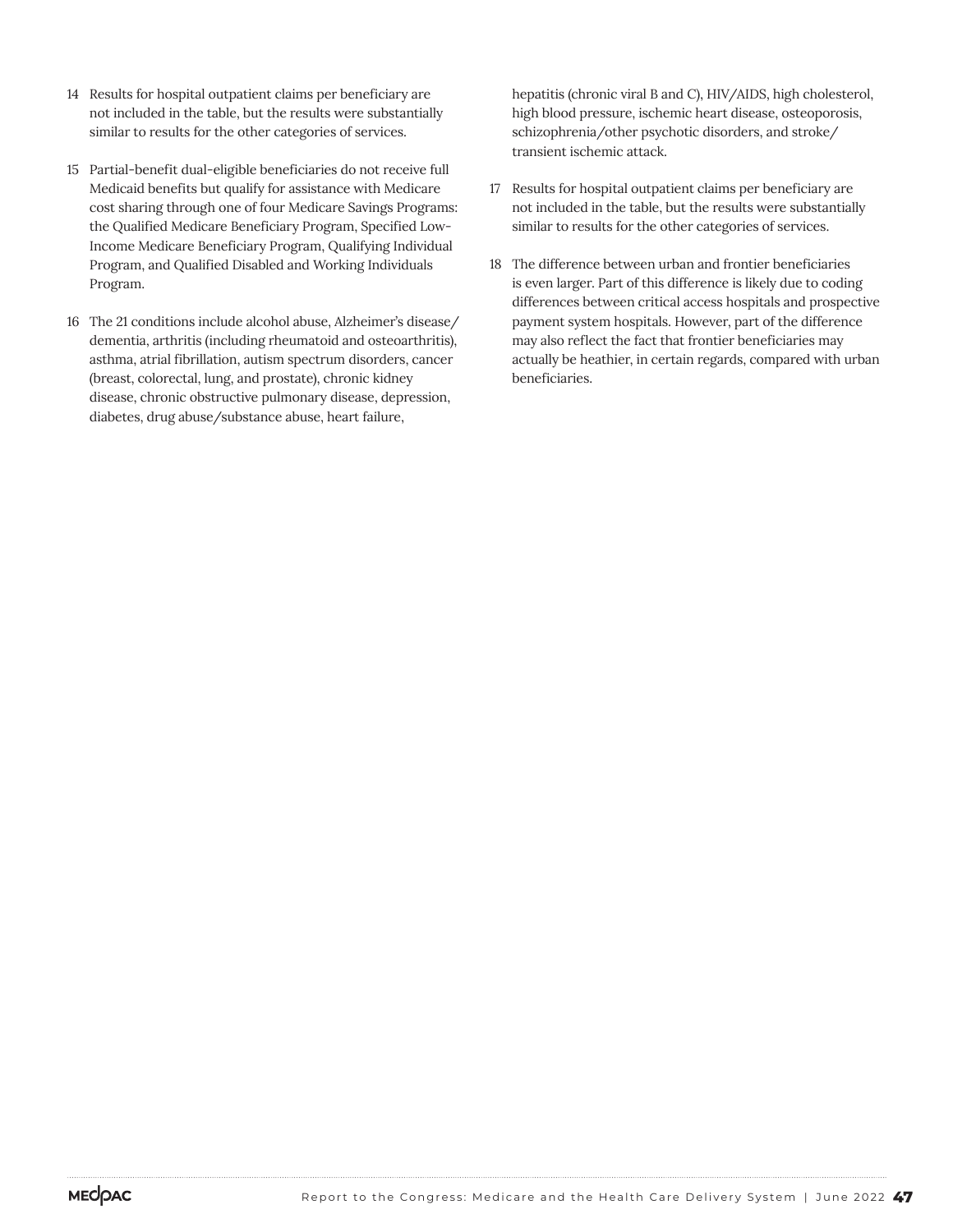14 Results for hospital outpatient claims per beneficiary are not included in the table, but the results were substantially similar to results for the other categories of services.

15 Partial-benefit dual-eligible beneficiaries do not receive full Medicaid benefits but qualify for assistance with Medicare cost sharing through one of four Medicare Savings Programs: the Qualified Medicare Beneficiary Program, Specified Low-Income Medicare Beneficiary Program, Qualifying Individual Program, and Qualified Disabled and Working Individuals Program.

16 The 21 conditions include alcohol abuse, Alzheimer's disease/dementia, arthritis (including rheumatoid and osteoarthritis), asthma, atrial fibrillation, autism spectrum disorders, cancer (breast, colorectal, lung, and prostate), chronic kidney disease, chronic obstructive pulmonary disease, depression, diabetes, drug abuse/substance abuse, heart failure, hepatitis (chronic viral B and C), HIV/AIDS, high cholesterol, high blood pressure, ischemic heart disease, osteoporosis, schizophrenia/other psychotic disorders, and stroke/transient ischemic attack.

17 Results for hospital outpatient claims per beneficiary are not included in the table, but the results were substantially similar to results for the other categories of services.

18 The difference between urban and frontier beneficiaries is even larger. Part of this difference is likely due to coding differences between critical access hospitals and prospective payment system hospitals. However, part of the difference may also reflect the fact that frontier beneficiaries may actually be heathier, in certain regards, compared with urban beneficiaries.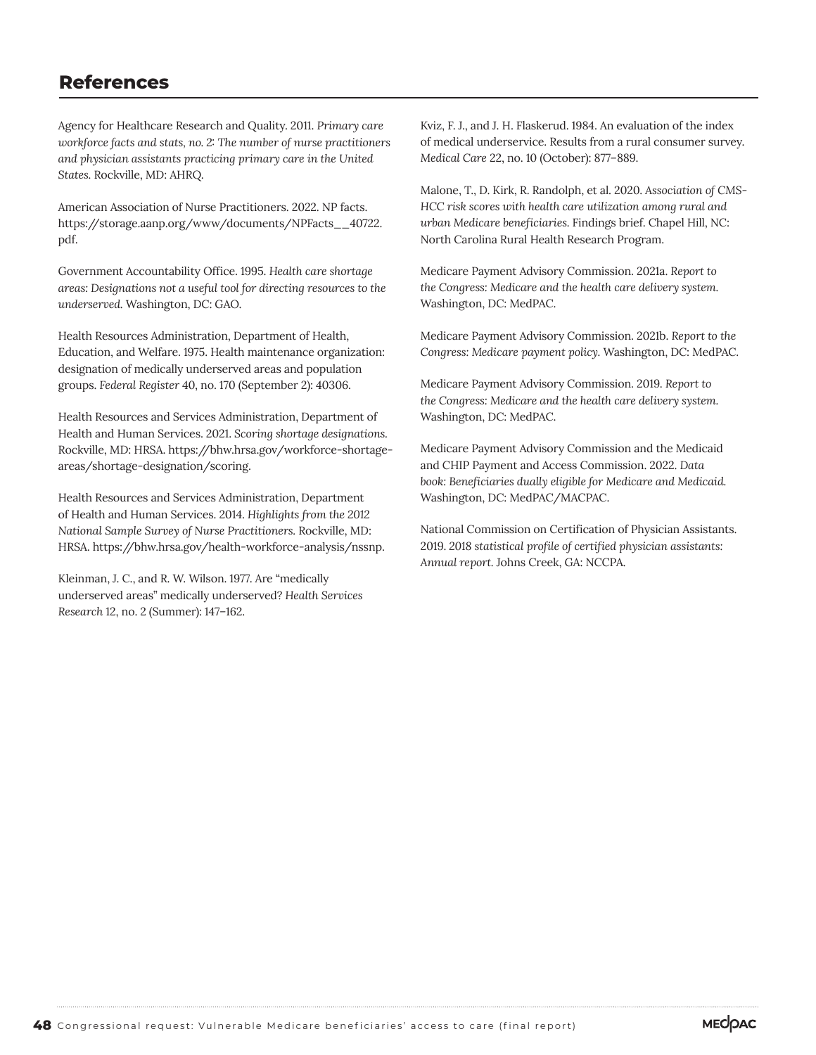## References

Agency for Healthcare Research and Quality. 2011. *Primary care workforce facts and stats, no. 2: The number of nurse practitioners and physician assistants practicing primary care in the United States.* Rockville, MD: AHRQ.

American Association of Nurse Practitioners. 2022. NP facts. https://storage.aanp.org/www/documents/NPFacts__40722.pdf.

Government Accountability Office. 1995. *Health care shortage areas: Designations not a useful tool for directing resources to the underserved.* Washington, DC: GAO.

Health Resources Administration, Department of Health, Education, and Welfare. 1975. Health maintenance organization: designation of medically underserved areas and population groups. *Federal Register* 40, no. 170 (September 2): 40306.

Health Resources and Services Administration, Department of Health and Human Services. 2021. *Scoring shortage designations.* Rockville, MD: HRSA. https://bhw.hrsa.gov/workforce-shortage-areas/shortage-designation/scoring.

Health Resources and Services Administration, Department of Health and Human Services. 2014. *Highlights from the 2012 National Sample Survey of Nurse Practitioners.* Rockville, MD: HRSA. https://bhw.hrsa.gov/health-workforce-analysis/nssnp.

Kleinman, J. C., and R. W. Wilson. 1977. Are "medically underserved areas" medically underserved? *Health Services Research* 12, no. 2 (Summer): 147–162.

Kviz, F. J., and J. H. Flaskerud. 1984. An evaluation of the index of medical underservice. Results from a rural consumer survey. *Medical Care* 22, no. 10 (October): 877–889.

Malone, T., D. Kirk, R. Randolph, et al. 2020. *Association of CMS-HCC risk scores with health care utilization among rural and urban Medicare beneficiaries.* Findings brief. Chapel Hill, NC: North Carolina Rural Health Research Program.

Medicare Payment Advisory Commission. 2021a. *Report to the Congress: Medicare and the health care delivery system.* Washington, DC: MedPAC.

Medicare Payment Advisory Commission. 2021b. *Report to the Congress: Medicare payment policy.* Washington, DC: MedPAC.

Medicare Payment Advisory Commission. 2019. *Report to the Congress: Medicare and the health care delivery system.* Washington, DC: MedPAC.

Medicare Payment Advisory Commission and the Medicaid and CHIP Payment and Access Commission. 2022. *Data book: Beneficiaries dually eligible for Medicare and Medicaid.* Washington, DC: MedPAC/MACPAC.

National Commission on Certification of Physician Assistants. 2019. *2018 statistical profile of certified physician assistants: Annual report.* Johns Creek, GA: NCCPA.